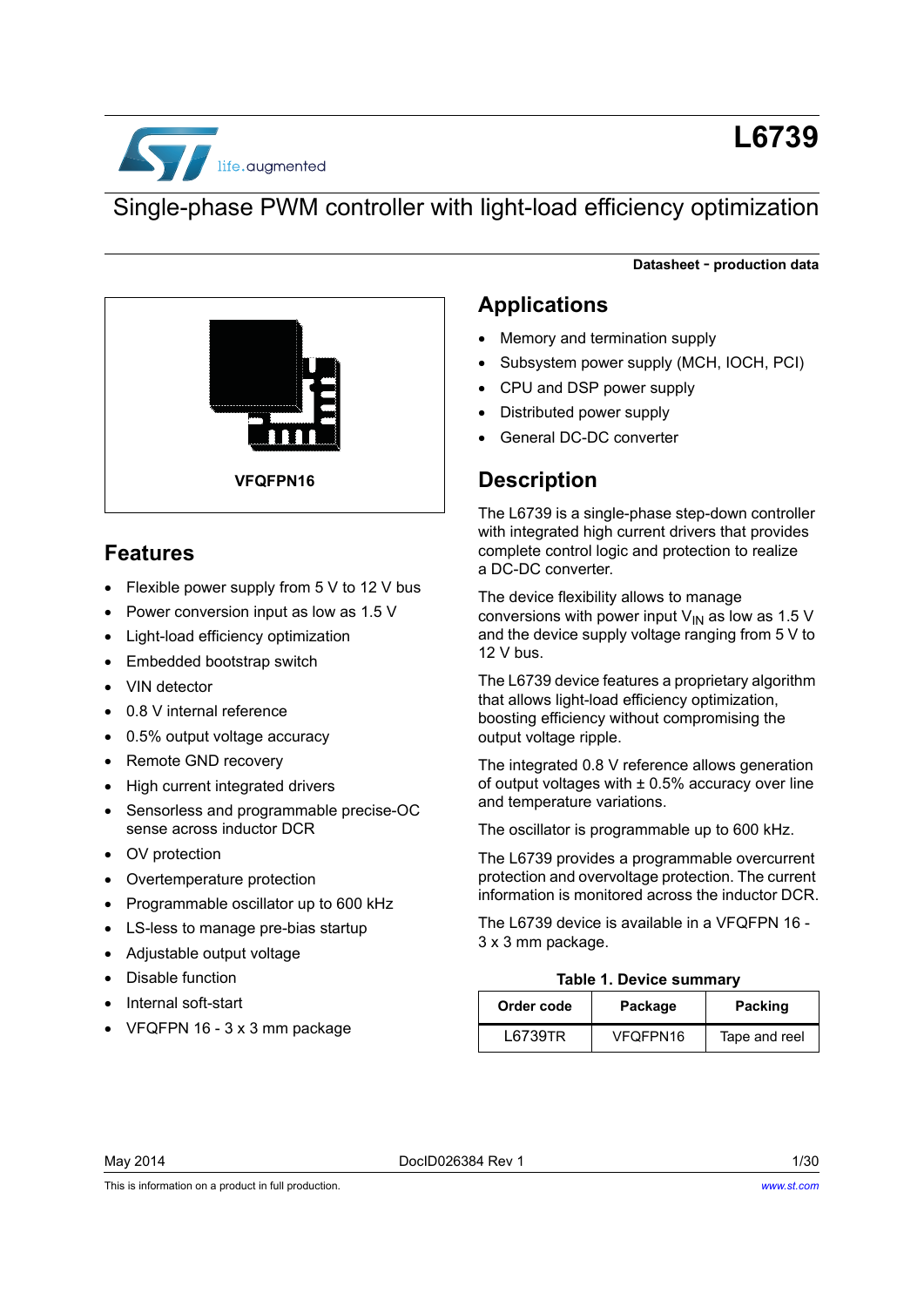# L6739

## Single-phase PWM controller with light-load efficiency optimization

**Datasheet - production data**

VFQFPN16

## Features

- Flexible power supply from 5 V to 12 V bus
- Power conversion input as low as 1.5 V
- Light-load efficiency optimization
- Embedded bootstrap switch
- VIN detector
- 0.8 V internal reference
- 0.5% output voltage accuracy
- Remote GND recovery
- High current integrated drivers
- Sensorless and programmable precise-OC sense across inductor DCR
- OV protection
- Overtemperature protection
- Programmable oscillator up to 600 kHz
- LS-less to manage pre-bias startup
- Adjustable output voltage
- Disable function
- Internal soft-start
- VFQFPN 16 - 3 x 3 mm package

## Applications

- Memory and termination supply
- Subsystem power supply (MCH, IOCH, PCI)
- CPU and DSP power supply
- Distributed power supply
- General DC-DC converter

## Description

The L6739 is a single-phase step-down controller with integrated high current drivers that provides complete control logic and protection to realize a DC-DC converter.

The device flexibility allows to manage conversions with power input $V_{IN}$ as low as 1.5 V and the device supply voltage ranging from 5 V to 12 V bus.

The L6739 device features a proprietary algorithm that allows light-load efficiency optimization, boosting efficiency without compromising the output voltage ripple.

The integrated 0.8 V reference allows generation of output voltages with ± 0.5% accuracy over line and temperature variations.

The oscillator is programmable up to 600 kHz.

The L6739 provides a programmable overcurrent protection and overvoltage protection. The current information is monitored across the inductor DCR.

The L6739 device is available in a VFQFPN 16 - 3 x 3 mm package.

**Table 1. Device summary**

| Order code | Package | Packing |
| --- | --- | --- |
| L6739TR | VFQFPN16 | Tape and reel |

May 2014 DocID026384 Rev 1

This is information on a product in full production.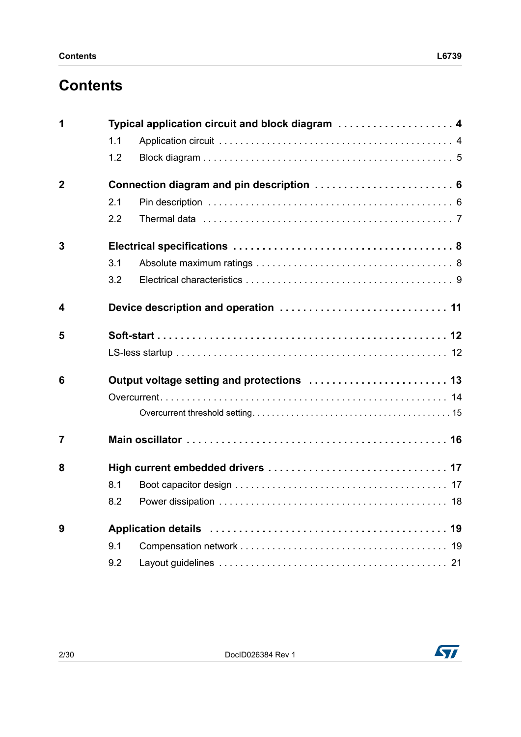# Contents

| | | |
|---|---|---|
| **1** | **Typical application circuit and block diagram** | **4** |
| | 1.1 Application circuit | 4 |
| | 1.2 Block diagram | 5 |
| **2** | **Connection diagram and pin description** | **6** |
| | 2.1 Pin description | 6 |
| | 2.2 Thermal data | 7 |
| **3** | **Electrical specifications** | **8** |
| | 3.1 Absolute maximum ratings | 8 |
| | 3.2 Electrical characteristics | 9 |
| **4** | **Device description and operation** | **11** |
| **5** | **Soft-start** | **12** |
| | LS-less startup | 12 |
| **6** | **Output voltage setting and protections** | **13** |
| | Overcurrent | 14 |
| | Overcurrent threshold setting | 15 |
| **7** | **Main oscillator** | **16** |
| **8** | **High current embedded drivers** | **17** |
| | 8.1 Boot capacitor design | 17 |
| | 8.2 Power dissipation | 18 |
| **9** | **Application details** | **19** |
| | 9.1 Compensation network | 19 |
| | 9.2 Layout guidelines | 21 |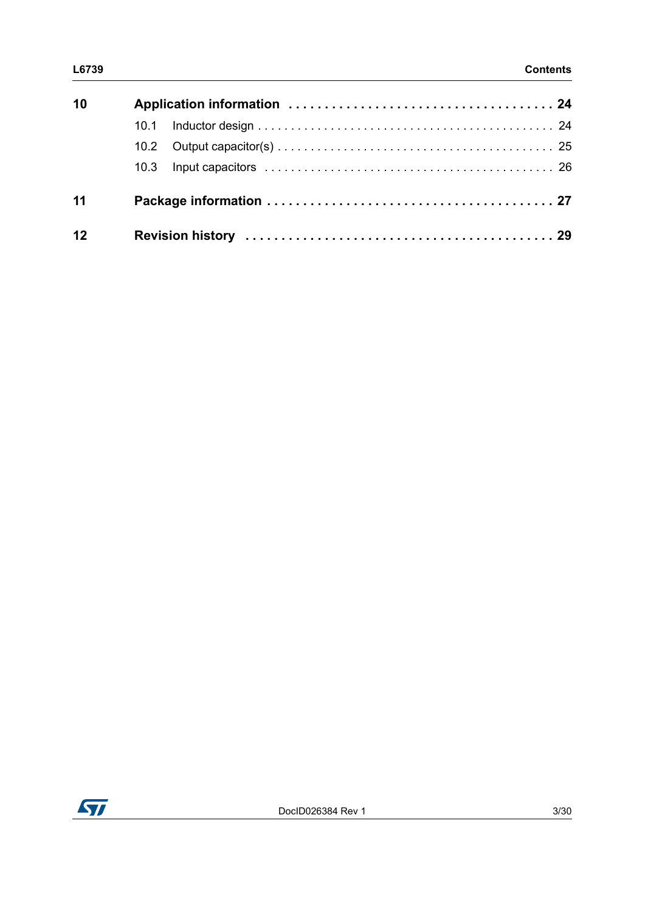| | | |
|---|---|---|
| **10** | **Application information** | **24** |
| | 10.1 Inductor design | 24 |
| | 10.2 Output capacitor(s) | 25 |
| | 10.3 Input capacitors | 26 |
| **11** | **Package information** | **27** |
| **12** | **Revision history** | **29** |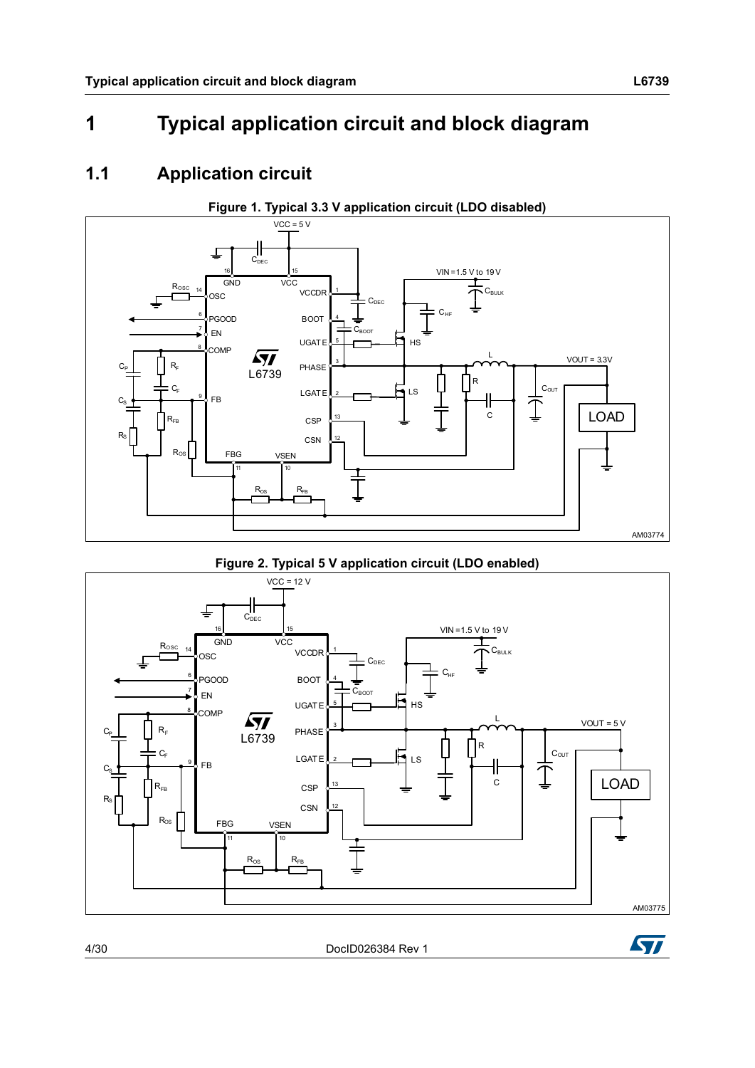# 1 Typical application circuit and block diagram

## 1.1 Application circuit

**Figure 1. Typical 3.3 V application circuit (LDO disabled)**

**Figure 2. Typical 5 V application circuit (LDO enabled)**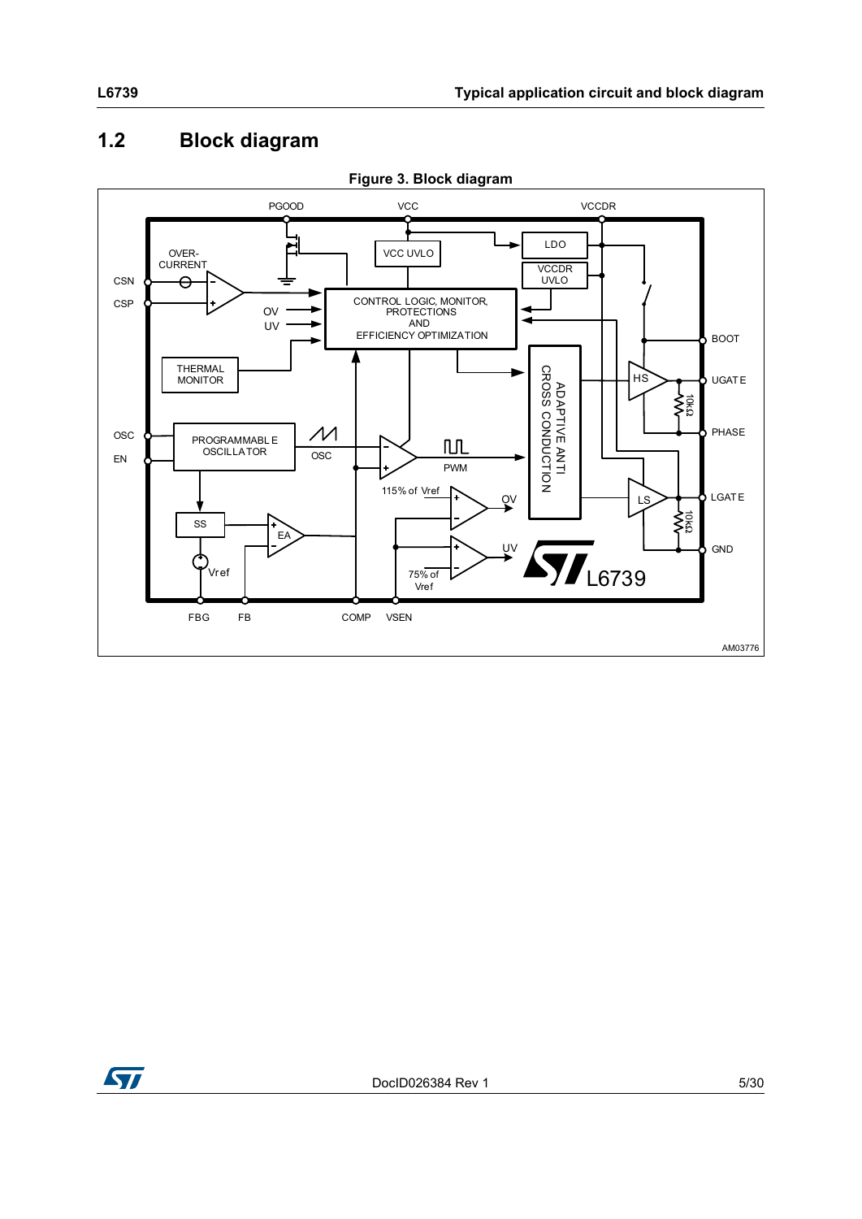## 1.2 Block diagram

**Figure 3. Block diagram**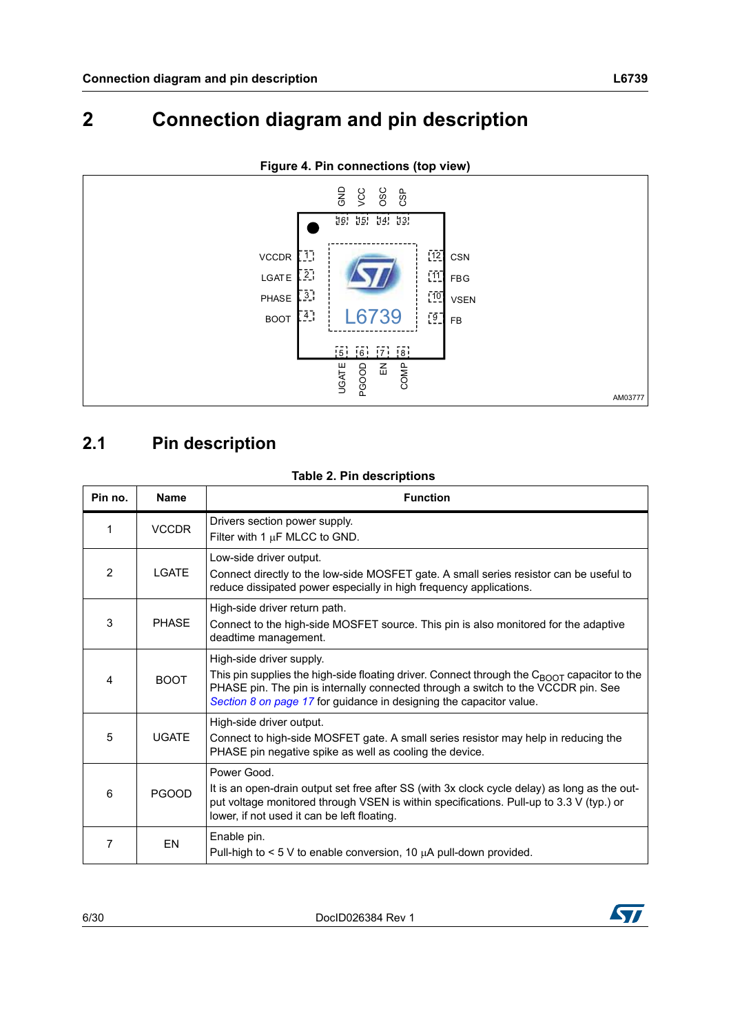# 2 Connection diagram and pin description

**Figure 4. Pin connections (top view)**

## 2.1 Pin description

**Table 2. Pin descriptions**

| Pin no. | Name | Function |
|---|---|---|
| 1 | VCCDR | Drivers section power supply.<br>Filter with 1 μF MLCC to GND. |
| 2 | LGATE | Low-side driver output.<br>Connect directly to the low-side MOSFET gate. A small series resistor can be useful to reduce dissipated power especially in high frequency applications. |
| 3 | PHASE | High-side driver return path.<br>Connect to the high-side MOSFET source. This pin is also monitored for the adaptive deadtime management. |
| 4 | BOOT | High-side driver supply.<br>This pin supplies the high-side floating driver. Connect through the $C_{BOOT}$ capacitor to the PHASE pin. The pin is internally connected through a switch to the VCCDR pin. See *Section 8 on page 17* for guidance in designing the capacitor value. |
| 5 | UGATE | High-side driver output.<br>Connect to high-side MOSFET gate. A small series resistor may help in reducing the PHASE pin negative spike as well as cooling the device. |
| 6 | PGOOD | Power Good.<br>It is an open-drain output set free after SS (with 3x clock cycle delay) as long as the output voltage monitored through VSEN is within specifications. Pull-up to 3.3 V (typ.) or lower, if not used it can be left floating. |
| 7 | EN | Enable pin.<br>Pull-high to < 5 V to enable conversion, 10 μA pull-down provided. |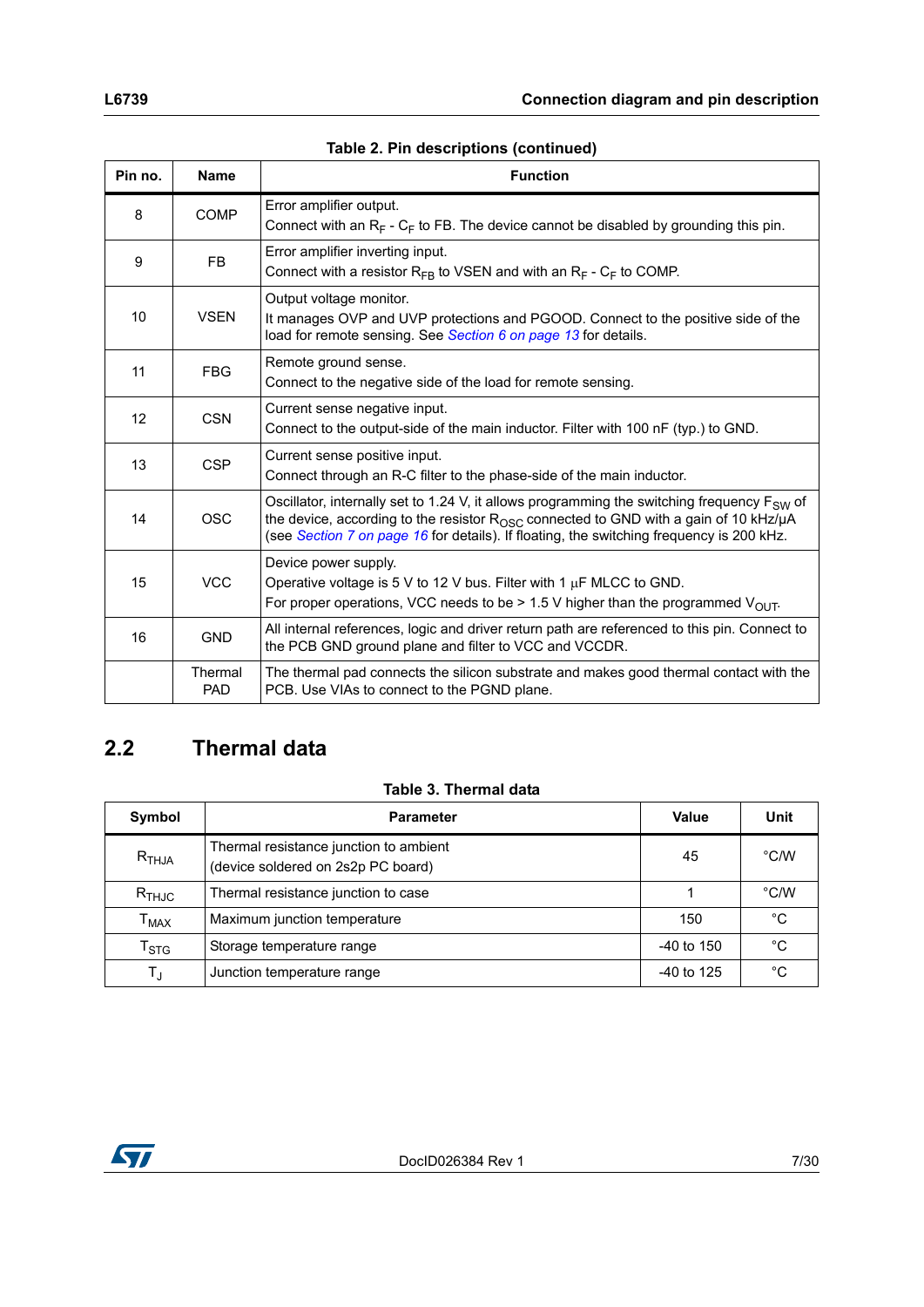**Table 2. Pin descriptions (continued)**

| Pin no. | Name | Function |
|---|---|---|
| 8 | COMP | Error amplifier output.<br>Connect with an $R_F$ - $C_F$ to FB. The device cannot be disabled by grounding this pin. |
| 9 | FB | Error amplifier inverting input.<br>Connect with a resistor $R_{FB}$ to VSEN and with an $R_F$ - $C_F$ to COMP. |
| 10 | VSEN | Output voltage monitor.<br>It manages OVP and UVP protections and PGOOD. Connect to the positive side of the load for remote sensing. See *Section 6 on page 13* for details. |
| 11 | FBG | Remote ground sense.<br>Connect to the negative side of the load for remote sensing. |
| 12 | CSN | Current sense negative input.<br>Connect to the output-side of the main inductor. Filter with 100 nF (typ.) to GND. |
| 13 | CSP | Current sense positive input.<br>Connect through an R-C filter to the phase-side of the main inductor. |
| 14 | OSC | Oscillator, internally set to 1.24 V, it allows programming the switching frequency $F_{SW}$ of the device, according to the resistor $R_{OSC}$ connected to GND with a gain of 10 kHz/µA (see *Section 7 on page 16* for details). If floating, the switching frequency is 200 kHz. |
| 15 | VCC | Device power supply.<br>Operative voltage is 5 V to 12 V bus. Filter with 1 µF MLCC to GND.<br>For proper operations, VCC needs to be > 1.5 V higher than the programmed $V_{OUT}$. |
| 16 | GND | All internal references, logic and driver return path are referenced to this pin. Connect to the PCB GND ground plane and filter to VCC and VCCDR. |
| | Thermal PAD | The thermal pad connects the silicon substrate and makes good thermal contact with the PCB. Use VIAs to connect to the PGND plane. |

## 2.2 Thermal data

**Table 3. Thermal data**

| Symbol | Parameter | Value | Unit |
|---|---|---|---|
| $R_{THJA}$ | Thermal resistance junction to ambient<br>(device soldered on 2s2p PC board) | 45 | °C/W |
| $R_{THJC}$ | Thermal resistance junction to case | 1 | °C/W |
| $T_{MAX}$ | Maximum junction temperature | 150 | °C |
| $T_{STG}$ | Storage temperature range | -40 to 150 | °C |
| $T_J$ | Junction temperature range | -40 to 125 | °C |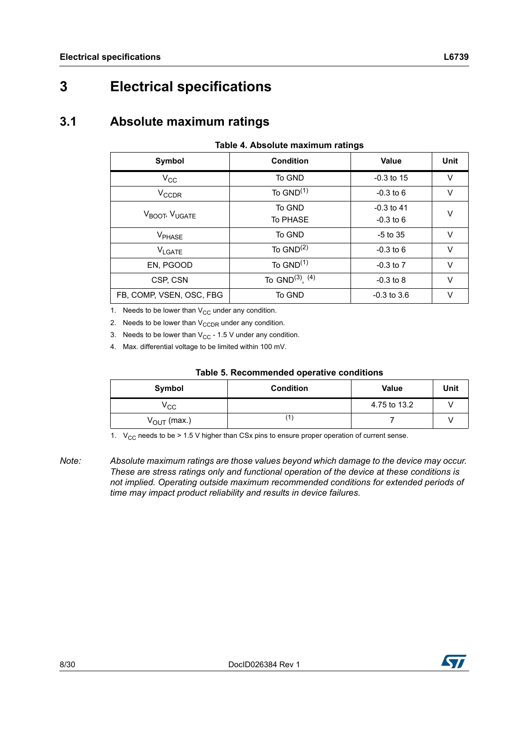# 3 Electrical specifications

## 3.1 Absolute maximum ratings

**Table 4. Absolute maximum ratings**

| Symbol | Condition | Value | Unit |
|---|---|---|---|
| $V_{CC}$ | To GND | -0.3 to 15 | V |
| $V_{CCDR}$ | To GND[1] | -0.3 to 6 | V |
| $V_{BOOT}$, $V_{UGATE}$ | To GND<br>To PHASE | -0.3 to 41<br>-0.3 to 6 | V |
| $V_{PHASE}$ | To GND | -5 to 35 | V |
| $V_{LGATE}$ | To GND[2] | -0.3 to 6 | V |
| EN, PGOOD | To GND[1] | -0.3 to 7 | V |
| CSP, CSN | To GND[3], [4] | -0.3 to 8 | V |
| FB, COMP, VSEN, OSC, FBG | To GND | -0.3 to 3.6 | V |

1. Needs to be lower than $V_{CC}$ under any condition.
2. Needs to be lower than $V_{CCDR}$ under any condition.
3. Needs to be lower than $V_{CC}$ - 1.5 V under any condition.
4. Max. differential voltage to be limited within 100 mV.

**Table 5. Recommended operative conditions**

| Symbol | Condition | Value | Unit |
|---|---|---|---|
| $V_{CC}$ | | 4.75 to 13.2 | V |
| $V_{OUT}$ (max.) | [1] | 7 | V |

1. $V_{CC}$ needs to be > 1.5 V higher than CSx pins to ensure proper operation of current sense.

*Note: Absolute maximum ratings are those values beyond which damage to the device may occur. These are stress ratings only and functional operation of the device at these conditions is not implied. Operating outside maximum recommended conditions for extended periods of time may impact product reliability and results in device failures.*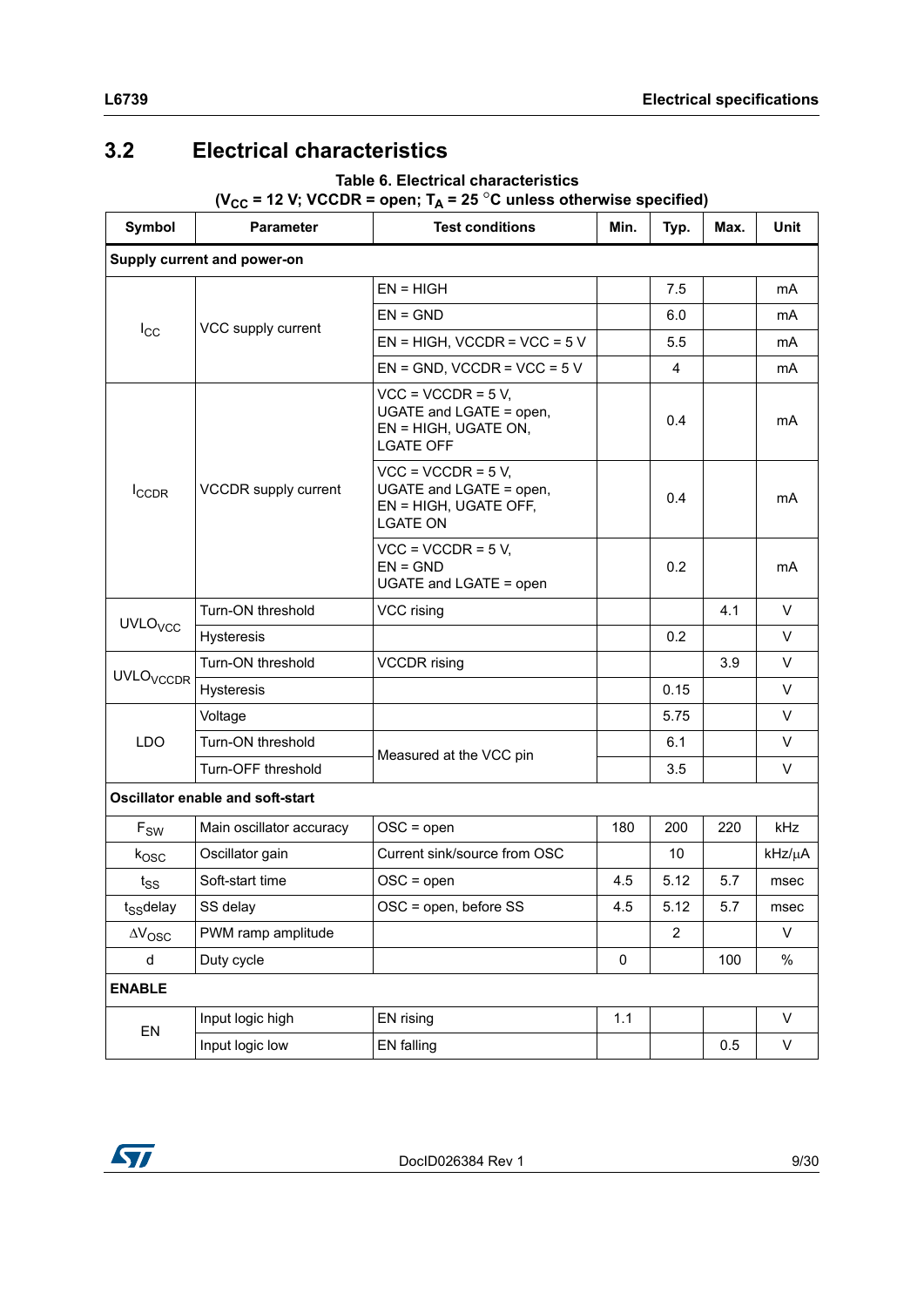## 3.2 Electrical characteristics

**Table 6. Electrical characteristics**
**($V_{CC}$ = 12 V; VCCDR = open; $T_A$ = 25 °C unless otherwise specified)**

| Symbol | Parameter | Test conditions | Min. | Typ. | Max. | Unit |
|---|---|---|---|---|---|---|
| **Supply current and power-on** | | | | | | |
| $I_{CC}$ | VCC supply current | EN = HIGH | | 7.5 | | mA |
| | | EN = GND | | 6.0 | | mA |
| | | EN = HIGH, VCCDR = VCC = 5 V | | 5.5 | | mA |
| | | EN = GND, VCCDR = VCC = 5 V | | 4 | | mA |
| $I_{CCDR}$ | VCCDR supply current | VCC = VCCDR = 5 V, UGATE and LGATE = open, EN = HIGH, UGATE ON, LGATE OFF | | 0.4 | | mA |
| | | VCC = VCCDR = 5 V, UGATE and LGATE = open, EN = HIGH, UGATE OFF, LGATE ON | | 0.4 | | mA |
| | | VCC = VCCDR = 5 V, EN = GND UGATE and LGATE = open | | 0.2 | | mA |
| $UVLO_{VCC}$ | Turn-ON threshold | VCC rising | | | 4.1 | V |
| | Hysteresis | | | 0.2 | | V |
| $UVLO_{VCCDR}$ | Turn-ON threshold | VCCDR rising | | | 3.9 | V |
| | Hysteresis | | | 0.15 | | V |
| LDO | Voltage | | | 5.75 | | V |
| | Turn-ON threshold | Measured at the VCC pin | | 6.1 | | V |
| | Turn-OFF threshold | | | 3.5 | | V |
| **Oscillator enable and soft-start** | | | | | | |
| $F_{SW}$ | Main oscillator accuracy | OSC = open | 180 | 200 | 220 | kHz |
| $k_{OSC}$ | Oscillator gain | Current sink/source from OSC | | 10 | | kHz/µA |
| $t_{SS}$ | Soft-start time | OSC = open | 4.5 | 5.12 | 5.7 | msec |
| $t_{SS}$delay | SS delay | OSC = open, before SS | 4.5 | 5.12 | 5.7 | msec |
| $\Delta V_{OSC}$ | PWM ramp amplitude | | | 2 | | V |
| d | Duty cycle | | 0 | | 100 | % |
| **ENABLE** | | | | | | |
| EN | Input logic high | EN rising | 1.1 | | | V |
| | Input logic low | EN falling | | | 0.5 | V |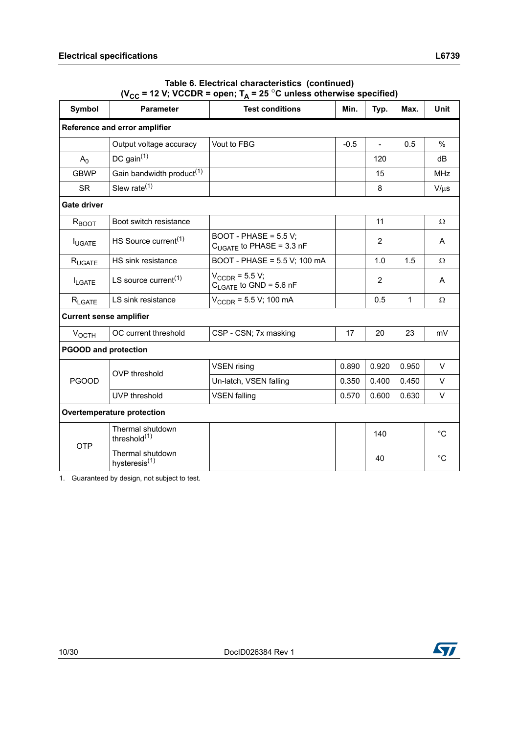**Table 6. Electrical characteristics (continued)**
**($V_{CC}$ = 12 V; VCCDR = open; $T_A$ = 25 °C unless otherwise specified)**

| Symbol | Parameter | Test conditions | Min. | Typ. | Max. | Unit |
|---|---|---|---|---|---|---|
| **Reference and error amplifier** | | | | | | |
| | Output voltage accuracy | Vout to FBG | -0.5 | - | 0.5 | % |
| $A_0$ | DC gain(1) | | | 120 | | dB |
| GBWP | Gain bandwidth product(1) | | | 15 | | MHz |
| SR | Slew rate(1) | | | 8 | | V/μs |
| **Gate driver** | | | | | | |
| $R_{BOOT}$ | Boot switch resistance | | | 11 | | Ω |
| $I_{UGATE}$ | HS Source current(1) | BOOT - PHASE = 5.5 V; $C_{UGATE}$ to PHASE = 3.3 nF | | 2 | | A |
| $R_{UGATE}$ | HS sink resistance | BOOT - PHASE = 5.5 V; 100 mA | | 1.0 | 1.5 | Ω |
| $I_{LGATE}$ | LS source current(1) | $V_{CCDR}$ = 5.5 V; $C_{LGATE}$ to GND = 5.6 nF | | 2 | | A |
| $R_{LGATE}$ | LS sink resistance | $V_{CCDR}$ = 5.5 V; 100 mA | | 0.5 | 1 | Ω |
| **Current sense amplifier** | | | | | | |
| $V_{OCTH}$ | OC current threshold | CSP - CSN; 7x masking | 17 | 20 | 23 | mV |
| **PGOOD and protection** | | | | | | |
| PGOOD | OVP threshold | VSEN rising | 0.890 | 0.920 | 0.950 | V |
| | | Un-latch, VSEN falling | 0.350 | 0.400 | 0.450 | V |
| | UVP threshold | VSEN falling | 0.570 | 0.600 | 0.630 | V |
| **Overtemperature protection** | | | | | | |
| OTP | Thermal shutdown threshold(1) | | | 140 | | °C |
| | Thermal shutdown hysteresis(1) | | | 40 | | °C |

1. Guaranteed by design, not subject to test.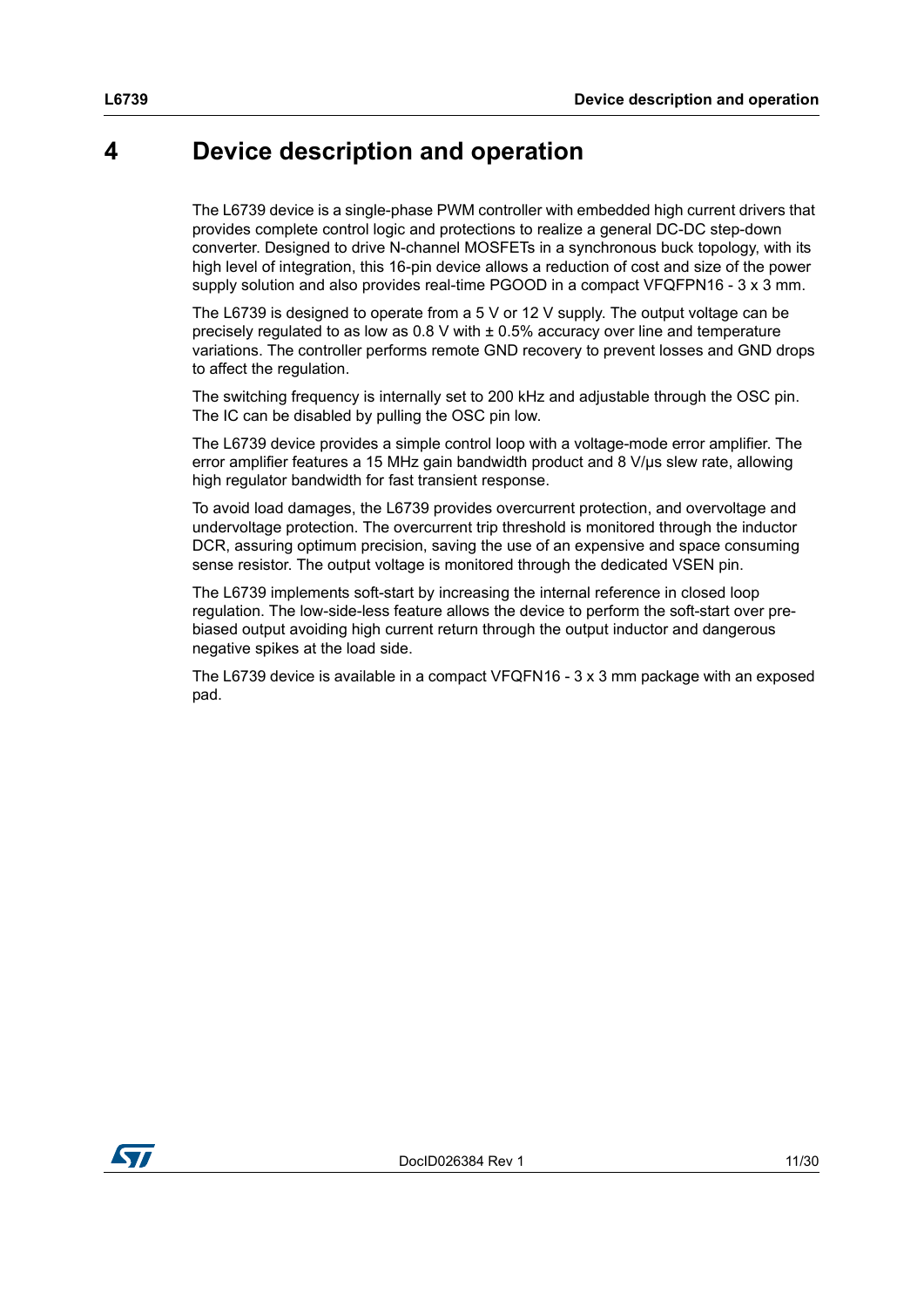# 4 Device description and operation

The L6739 device is a single-phase PWM controller with embedded high current drivers that provides complete control logic and protections to realize a general DC-DC step-down converter. Designed to drive N-channel MOSFETs in a synchronous buck topology, with its high level of integration, this 16-pin device allows a reduction of cost and size of the power supply solution and also provides real-time PGOOD in a compact VFQFPN16 - 3 x 3 mm.

The L6739 is designed to operate from a 5 V or 12 V supply. The output voltage can be precisely regulated to as low as 0.8 V with ± 0.5% accuracy over line and temperature variations. The controller performs remote GND recovery to prevent losses and GND drops to affect the regulation.

The switching frequency is internally set to 200 kHz and adjustable through the OSC pin. The IC can be disabled by pulling the OSC pin low.

The L6739 device provides a simple control loop with a voltage-mode error amplifier. The error amplifier features a 15 MHz gain bandwidth product and 8 V/µs slew rate, allowing high regulator bandwidth for fast transient response.

To avoid load damages, the L6739 provides overcurrent protection, and overvoltage and undervoltage protection. The overcurrent trip threshold is monitored through the inductor DCR, assuring optimum precision, saving the use of an expensive and space consuming sense resistor. The output voltage is monitored through the dedicated VSEN pin.

The L6739 implements soft-start by increasing the internal reference in closed loop regulation. The low-side-less feature allows the device to perform the soft-start over pre-biased output avoiding high current return through the output inductor and dangerous negative spikes at the load side.

The L6739 device is available in a compact VFQFN16 - 3 x 3 mm package with an exposed pad.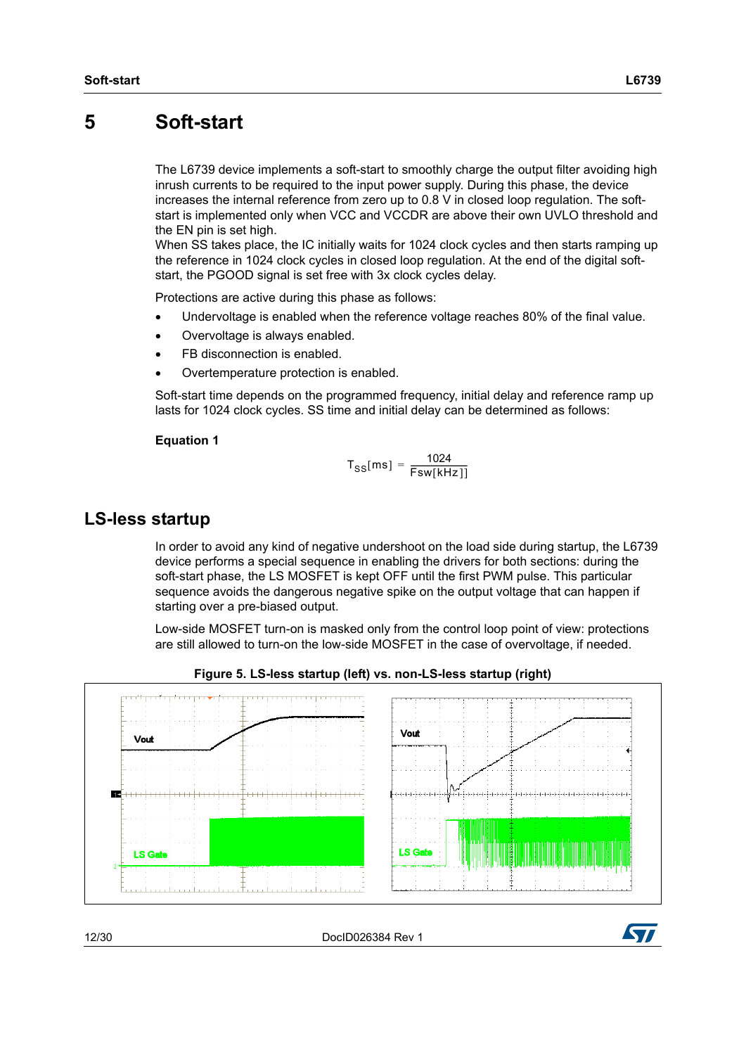# 5 Soft-start

The L6739 device implements a soft-start to smoothly charge the output filter avoiding high inrush currents to be required to the input power supply. During this phase, the device increases the internal reference from zero up to 0.8 V in closed loop regulation. The soft-start is implemented only when VCC and VCCDR are above their own UVLO threshold and the EN pin is set high.
When SS takes place, the IC initially waits for 1024 clock cycles and then starts ramping up the reference in 1024 clock cycles in closed loop regulation. At the end of the digital soft-start, the PGOOD signal is set free with 3x clock cycles delay.

Protections are active during this phase as follows:

- Undervoltage is enabled when the reference voltage reaches 80% of the final value.
- Overvoltage is always enabled.
- FB disconnection is enabled.
- Overtemperature protection is enabled.

Soft-start time depends on the programmed frequency, initial delay and reference ramp up lasts for 1024 clock cycles. SS time and initial delay can be determined as follows:

**Equation 1**

$$T_{SS}[ms] = \frac{1024}{Fsw[kHz]]}$$

## LS-less startup

In order to avoid any kind of negative undershoot on the load side during startup, the L6739 device performs a special sequence in enabling the drivers for both sections: during the soft-start phase, the LS MOSFET is kept OFF until the first PWM pulse. This particular sequence avoids the dangerous negative spike on the output voltage that can happen if starting over a pre-biased output.

Low-side MOSFET turn-on is masked only from the control loop point of view: protections are still allowed to turn-on the low-side MOSFET in the case of overvoltage, if needed.

**Figure 5. LS-less startup (left) vs. non-LS-less startup (right)**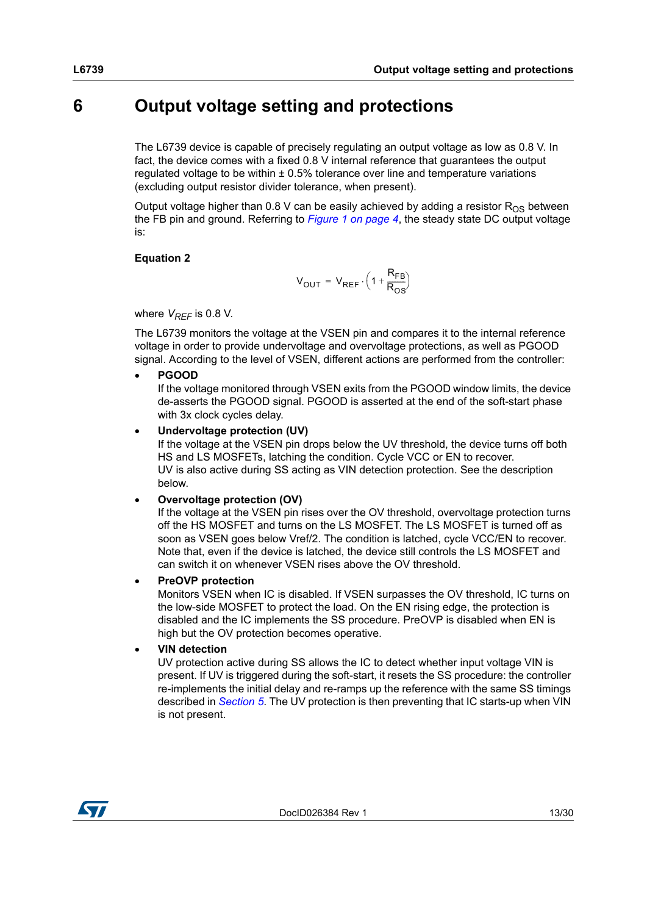# 6 Output voltage setting and protections

The L6739 device is capable of precisely regulating an output voltage as low as 0.8 V. In fact, the device comes with a fixed 0.8 V internal reference that guarantees the output regulated voltage to be within ± 0.5% tolerance over line and temperature variations (excluding output resistor divider tolerance, when present).

Output voltage higher than 0.8 V can be easily achieved by adding a resistor $R_{OS}$ between the FB pin and ground. Referring to *Figure 1 on page 4*, the steady state DC output voltage is:

**Equation 2**

$$V_{OUT} = V_{REF} \cdot \left(1 + \frac{R_{FB}}{R_{OS}}\right)$$

where $V_{REF}$ is 0.8 V.

The L6739 monitors the voltage at the VSEN pin and compares it to the internal reference voltage in order to provide undervoltage and overvoltage protections, as well as PGOOD signal. According to the level of VSEN, different actions are performed from the controller:

- **PGOOD**
  If the voltage monitored through VSEN exits from the PGOOD window limits, the device de-asserts the PGOOD signal. PGOOD is asserted at the end of the soft-start phase with 3x clock cycles delay.
- **Undervoltage protection (UV)**
  If the voltage at the VSEN pin drops below the UV threshold, the device turns off both HS and LS MOSFETs, latching the condition. Cycle VCC or EN to recover.
  UV is also active during SS acting as VIN detection protection. See the description below.
- **Overvoltage protection (OV)**
  If the voltage at the VSEN pin rises over the OV threshold, overvoltage protection turns off the HS MOSFET and turns on the LS MOSFET. The LS MOSFET is turned off as soon as VSEN goes below Vref/2. The condition is latched, cycle VCC/EN to recover. Note that, even if the device is latched, the device still controls the LS MOSFET and can switch it on whenever VSEN rises above the OV threshold.
- **PreOVP protection**
  Monitors VSEN when IC is disabled. If VSEN surpasses the OV threshold, IC turns on the low-side MOSFET to protect the load. On the EN rising edge, the protection is disabled and the IC implements the SS procedure. PreOVP is disabled when EN is high but the OV protection becomes operative.
- **VIN detection**
  UV protection active during SS allows the IC to detect whether input voltage VIN is present. If UV is triggered during the soft-start, it resets the SS procedure: the controller re-implements the initial delay and re-ramps up the reference with the same SS timings described in *Section 5*. The UV protection is then preventing that IC starts-up when VIN is not present.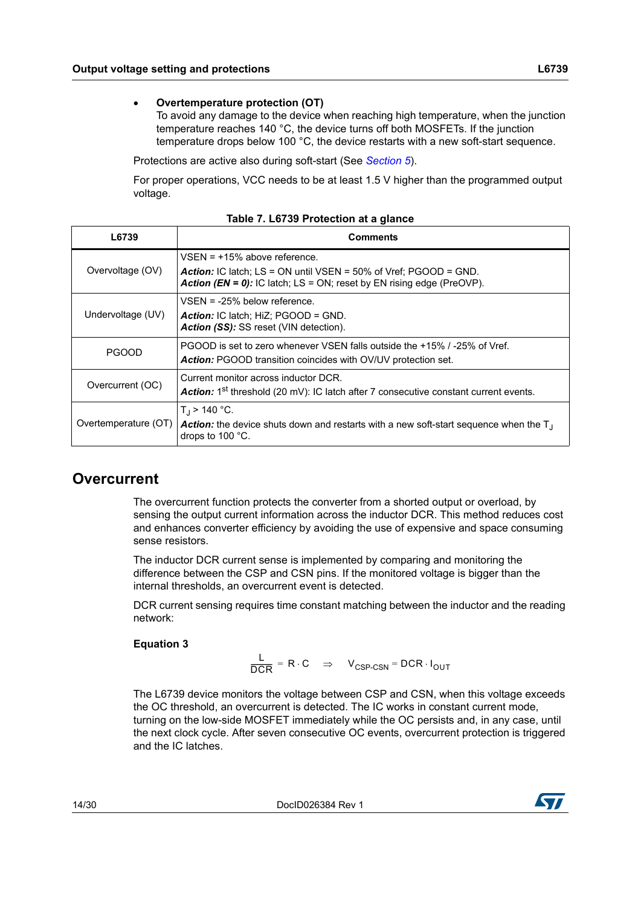- **Overtemperature protection (OT)**
  To avoid any damage to the device when reaching high temperature, when the junction temperature reaches 140 °C, the device turns off both MOSFETs. If the junction temperature drops below 100 °C, the device restarts with a new soft-start sequence.

Protections are active also during soft-start (See *Section 5*).

For proper operations, VCC needs to be at least 1.5 V higher than the programmed output voltage.

**Table 7. L6739 Protection at a glance**

| L6739 | Comments |
|---|---|
| Overvoltage (OV) | VSEN = +15% above reference.<br>***Action:*** IC latch; LS = ON until VSEN = 50% of Vref; PGOOD = GND.<br>***Action (EN = 0):*** IC latch; LS = ON; reset by EN rising edge (PreOVP). |
| Undervoltage (UV) | VSEN = -25% below reference.<br>***Action:*** IC latch; HiZ; PGOOD = GND.<br>***Action (SS):*** SS reset (VIN detection). |
| PGOOD | PGOOD is set to zero whenever VSEN falls outside the +15% / -25% of Vref.<br>***Action:*** PGOOD transition coincides with OV/UV protection set. |
| Overcurrent (OC) | Current monitor across inductor DCR.<br>***Action:*** 1st threshold (20 mV): IC latch after 7 consecutive constant current events. |
| Overtemperature (OT) | $T_J$ > 140 °C.<br>***Action:*** the device shuts down and restarts with a new soft-start sequence when the $T_J$ drops to 100 °C. |

## Overcurrent

The overcurrent function protects the converter from a shorted output or overload, by sensing the output current information across the inductor DCR. This method reduces cost and enhances converter efficiency by avoiding the use of expensive and space consuming sense resistors.

The inductor DCR current sense is implemented by comparing and monitoring the difference between the CSP and CSN pins. If the monitored voltage is bigger than the internal thresholds, an overcurrent event is detected.

DCR current sensing requires time constant matching between the inductor and the reading network:

**Equation 3**

$$\frac{L}{DCR} = R \cdot C \quad \Rightarrow \quad V_{CSP\text{-}CSN} = DCR \cdot I_{OUT}$$

The L6739 device monitors the voltage between CSP and CSN, when this voltage exceeds the OC threshold, an overcurrent is detected. The IC works in constant current mode, turning on the low-side MOSFET immediately while the OC persists and, in any case, until the next clock cycle. After seven consecutive OC events, overcurrent protection is triggered and the IC latches.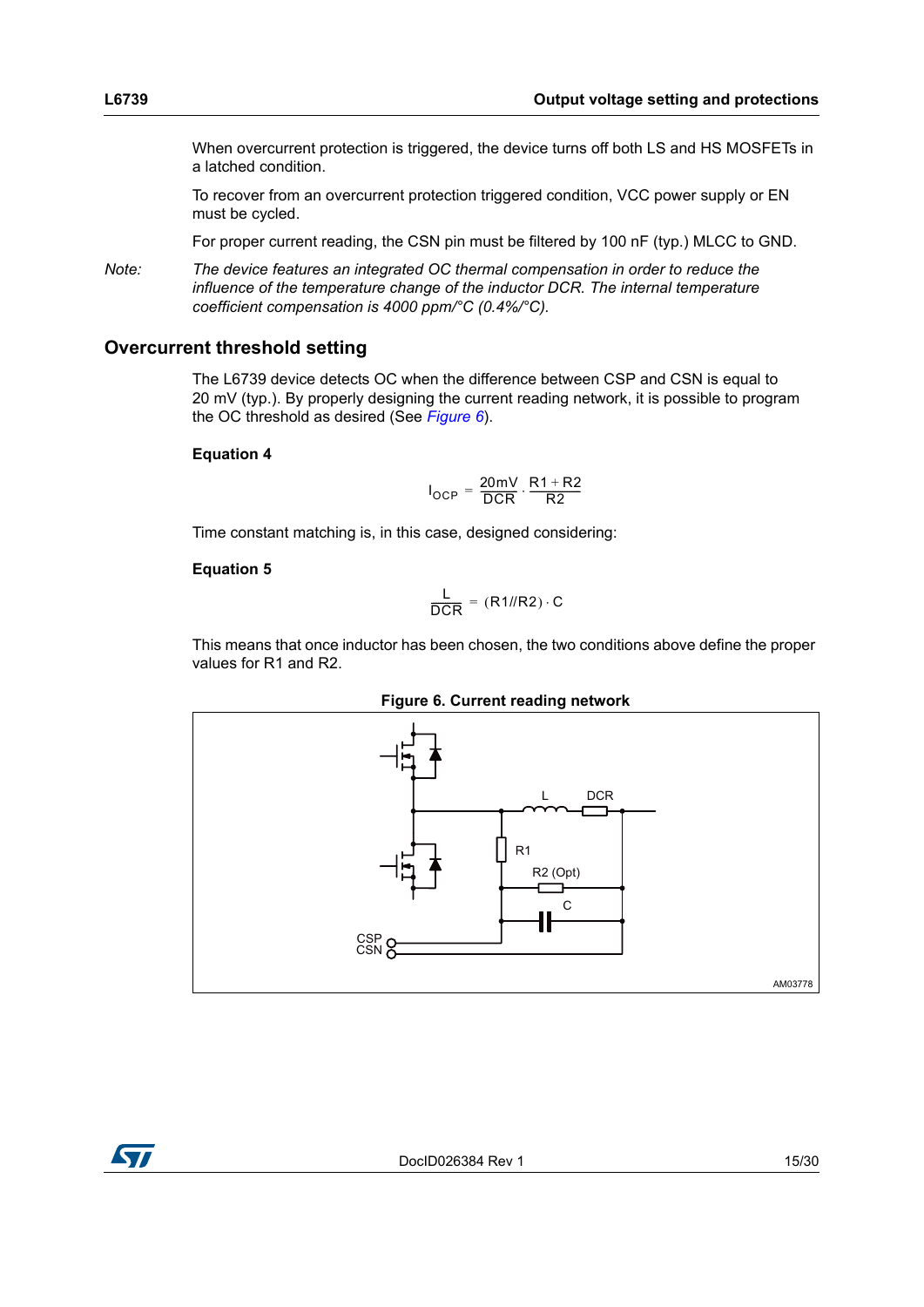When overcurrent protection is triggered, the device turns off both LS and HS MOSFETs in a latched condition.

To recover from an overcurrent protection triggered condition, VCC power supply or EN must be cycled.

For proper current reading, the CSN pin must be filtered by 100 nF (typ.) MLCC to GND.

*Note: The device features an integrated OC thermal compensation in order to reduce the influence of the temperature change of the inductor DCR. The internal temperature coefficient compensation is 4000 ppm/°C (0.4%/°C).*

## Overcurrent threshold setting

The L6739 device detects OC when the difference between CSP and CSN is equal to 20 mV (typ.). By properly designing the current reading network, it is possible to program the OC threshold as desired (See *Figure 6*).

**Equation 4**

$$I_{OCP} = \frac{20mV}{DCR} \cdot \frac{R1 + R2}{R2}$$

Time constant matching is, in this case, designed considering:

**Equation 5**

$$\frac{L}{DCR} = (R1 // R2) \cdot C$$

This means that once inductor has been chosen, the two conditions above define the proper values for R1 and R2.

**Figure 6. Current reading network**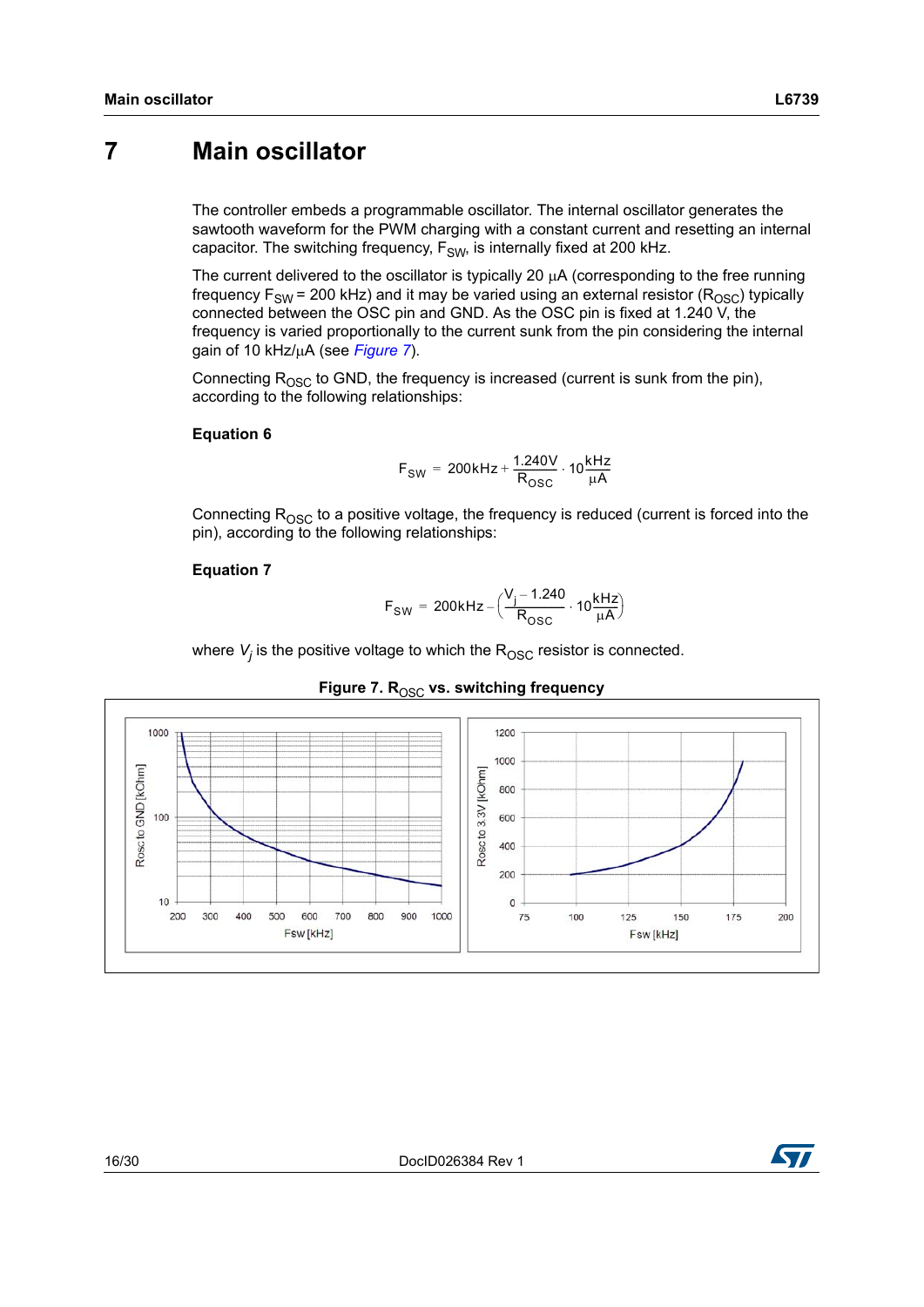# 7 Main oscillator

The controller embeds a programmable oscillator. The internal oscillator generates the sawtooth waveform for the PWM charging with a constant current and resetting an internal capacitor. The switching frequency, $F_{SW}$, is internally fixed at 200 kHz.

The current delivered to the oscillator is typically 20 µA (corresponding to the free running frequency $F_{SW}$ = 200 kHz) and it may be varied using an external resistor ($R_{OSC}$) typically connected between the OSC pin and GND. As the OSC pin is fixed at 1.240 V, the frequency is varied proportionally to the current sunk from the pin considering the internal gain of 10 kHz/µA (see *Figure 7*).

Connecting $R_{OSC}$ to GND, the frequency is increased (current is sunk from the pin), according to the following relationships:

**Equation 6**

$$F_{SW} = 200\text{kHz} + \frac{1.240\text{V}}{R_{OSC}} \cdot 10\frac{\text{kHz}}{\mu\text{A}}$$

Connecting $R_{OSC}$ to a positive voltage, the frequency is reduced (current is forced into the pin), according to the following relationships:

**Equation 7**

$$F_{SW} = 200\text{kHz} - \left(\frac{V_j - 1.240}{R_{OSC}} \cdot 10\frac{\text{kHz}}{\mu\text{A}}\right)$$

where $V_j$ is the positive voltage to which the $R_{OSC}$ resistor is connected.

**Figure 7. $R_{OSC}$ vs. switching frequency**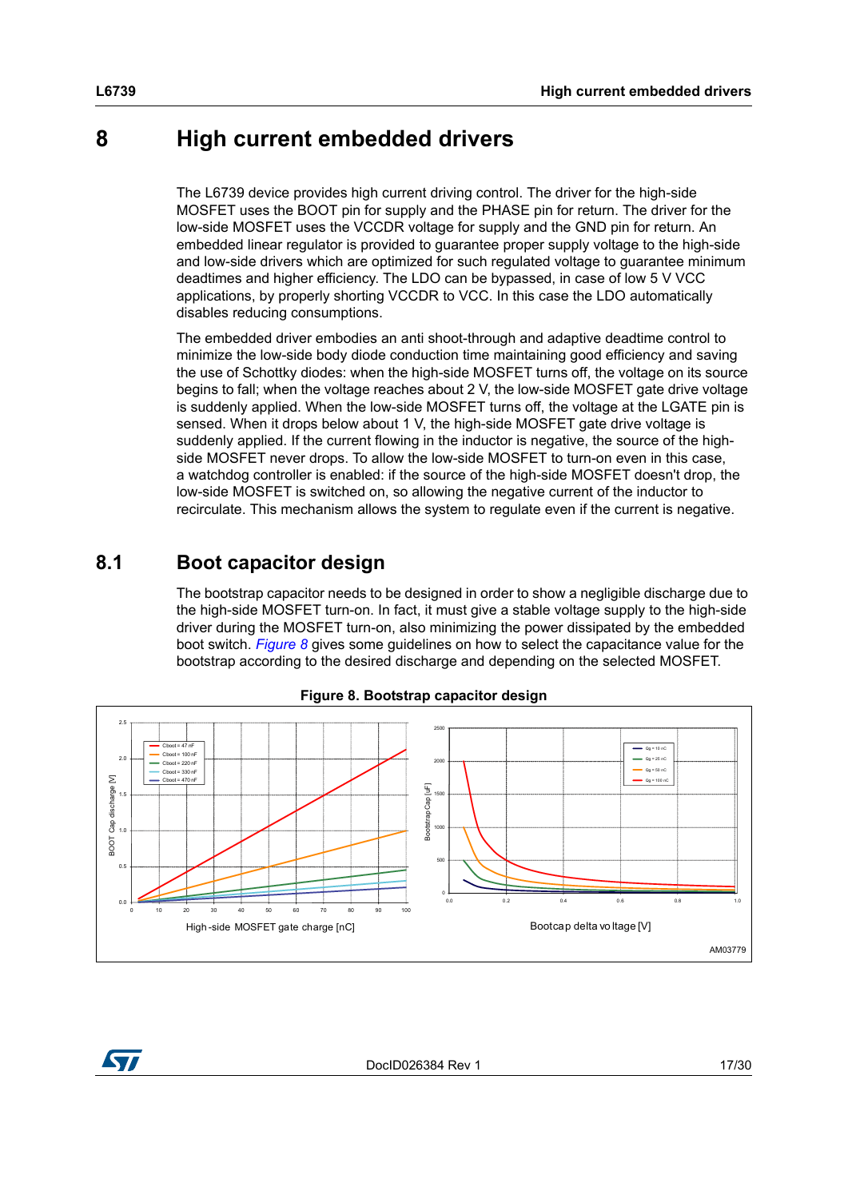# 8 High current embedded drivers

The L6739 device provides high current driving control. The driver for the high-side MOSFET uses the BOOT pin for supply and the PHASE pin for return. The driver for the low-side MOSFET uses the VCCDR voltage for supply and the GND pin for return. An embedded linear regulator is provided to guarantee proper supply voltage to the high-side and low-side drivers which are optimized for such regulated voltage to guarantee minimum deadtimes and higher efficiency. The LDO can be bypassed, in case of low 5 V VCC applications, by properly shorting VCCDR to VCC. In this case the LDO automatically disables reducing consumptions.

The embedded driver embodies an anti shoot-through and adaptive deadtime control to minimize the low-side body diode conduction time maintaining good efficiency and saving the use of Schottky diodes: when the high-side MOSFET turns off, the voltage on its source begins to fall; when the voltage reaches about 2 V, the low-side MOSFET gate drive voltage is suddenly applied. When the low-side MOSFET turns off, the voltage at the LGATE pin is sensed. When it drops below about 1 V, the high-side MOSFET gate drive voltage is suddenly applied. If the current flowing in the inductor is negative, the source of the high-side MOSFET never drops. To allow the low-side MOSFET to turn-on even in this case, a watchdog controller is enabled: if the source of the high-side MOSFET doesn't drop, the low-side MOSFET is switched on, so allowing the negative current of the inductor to recirculate. This mechanism allows the system to regulate even if the current is negative.

## 8.1 Boot capacitor design

The bootstrap capacitor needs to be designed in order to show a negligible discharge due to the high-side MOSFET turn-on. In fact, it must give a stable voltage supply to the high-side driver during the MOSFET turn-on, also minimizing the power dissipated by the embedded boot switch. *Figure 8* gives some guidelines on how to select the capacitance value for the bootstrap according to the desired discharge and depending on the selected MOSFET.

**Figure 8. Bootstrap capacitor design**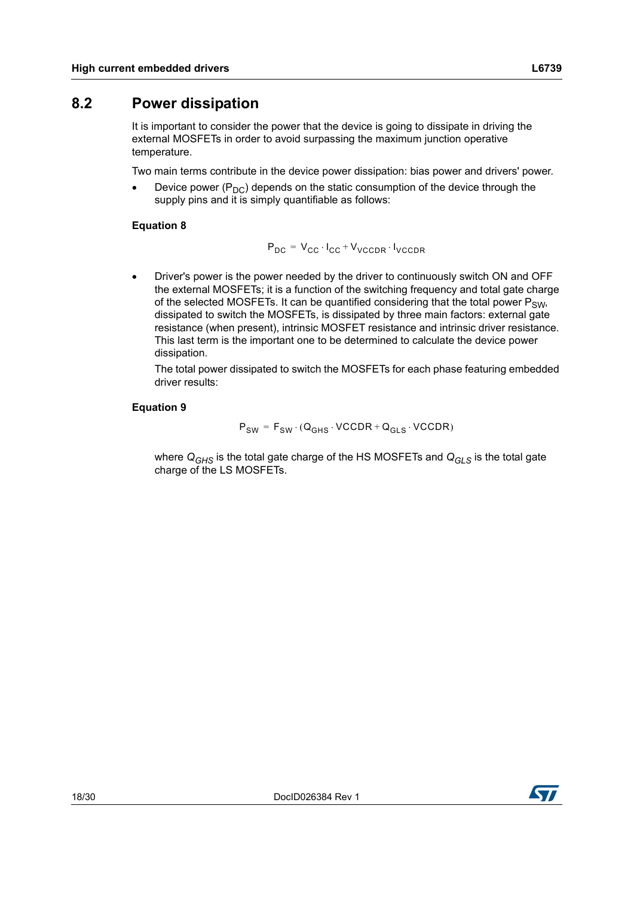## 8.2 Power dissipation

It is important to consider the power that the device is going to dissipate in driving the external MOSFETs in order to avoid surpassing the maximum junction operative temperature.

Two main terms contribute in the device power dissipation: bias power and drivers' power.

- Device power ($P_{DC}$) depends on the static consumption of the device through the supply pins and it is simply quantifiable as follows:

**Equation 8**

$$P_{DC} = V_{CC} \cdot I_{CC} + V_{VCCDR} \cdot I_{VCCDR}$$

- Driver's power is the power needed by the driver to continuously switch ON and OFF the external MOSFETs; it is a function of the switching frequency and total gate charge of the selected MOSFETs. It can be quantified considering that the total power $P_{SW}$, dissipated to switch the MOSFETs, is dissipated by three main factors: external gate resistance (when present), intrinsic MOSFET resistance and intrinsic driver resistance. This last term is the important one to be determined to calculate the device power dissipation.

  The total power dissipated to switch the MOSFETs for each phase featuring embedded driver results:

**Equation 9**

$$P_{SW} = F_{SW} \cdot (Q_{GHS} \cdot VCCDR + Q_{GLS} \cdot VCCDR)$$

where $Q_{GHS}$ is the total gate charge of the HS MOSFETs and $Q_{GLS}$ is the total gate charge of the LS MOSFETs.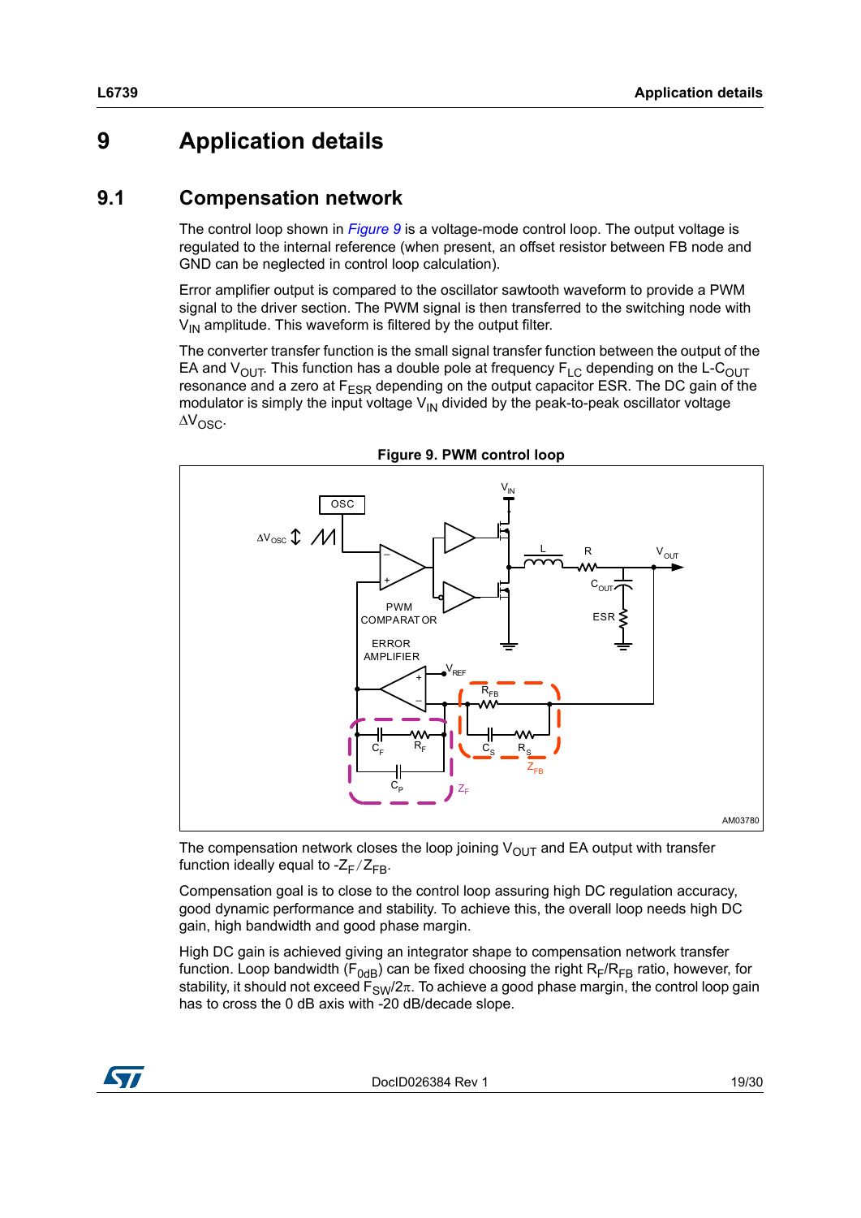# 9 Application details

## 9.1 Compensation network

The control loop shown in *Figure 9* is a voltage-mode control loop. The output voltage is regulated to the internal reference (when present, an offset resistor between FB node and GND can be neglected in control loop calculation).

Error amplifier output is compared to the oscillator sawtooth waveform to provide a PWM signal to the driver section. The PWM signal is then transferred to the switching node with $V_{IN}$ amplitude. This waveform is filtered by the output filter.

The converter transfer function is the small signal transfer function between the output of the EA and $V_{OUT}$. This function has a double pole at frequency $F_{LC}$ depending on the L-$C_{OUT}$ resonance and a zero at $F_{ESR}$ depending on the output capacitor ESR. The DC gain of the modulator is simply the input voltage $V_{IN}$ divided by the peak-to-peak oscillator voltage $\Delta V_{OSC}$.

**Figure 9. PWM control loop**

The compensation network closes the loop joining $V_{OUT}$ and EA output with transfer function ideally equal to $-Z_F/Z_{FB}$.

Compensation goal is to close to the control loop assuring high DC regulation accuracy, good dynamic performance and stability. To achieve this, the overall loop needs high DC gain, high bandwidth and good phase margin.

High DC gain is achieved giving an integrator shape to compensation network transfer function. Loop bandwidth ($F_{0dB}$) can be fixed choosing the right $R_F/R_{FB}$ ratio, however, for stability, it should not exceed $F_{SW}/2\pi$. To achieve a good phase margin, the control loop gain has to cross the 0 dB axis with -20 dB/decade slope.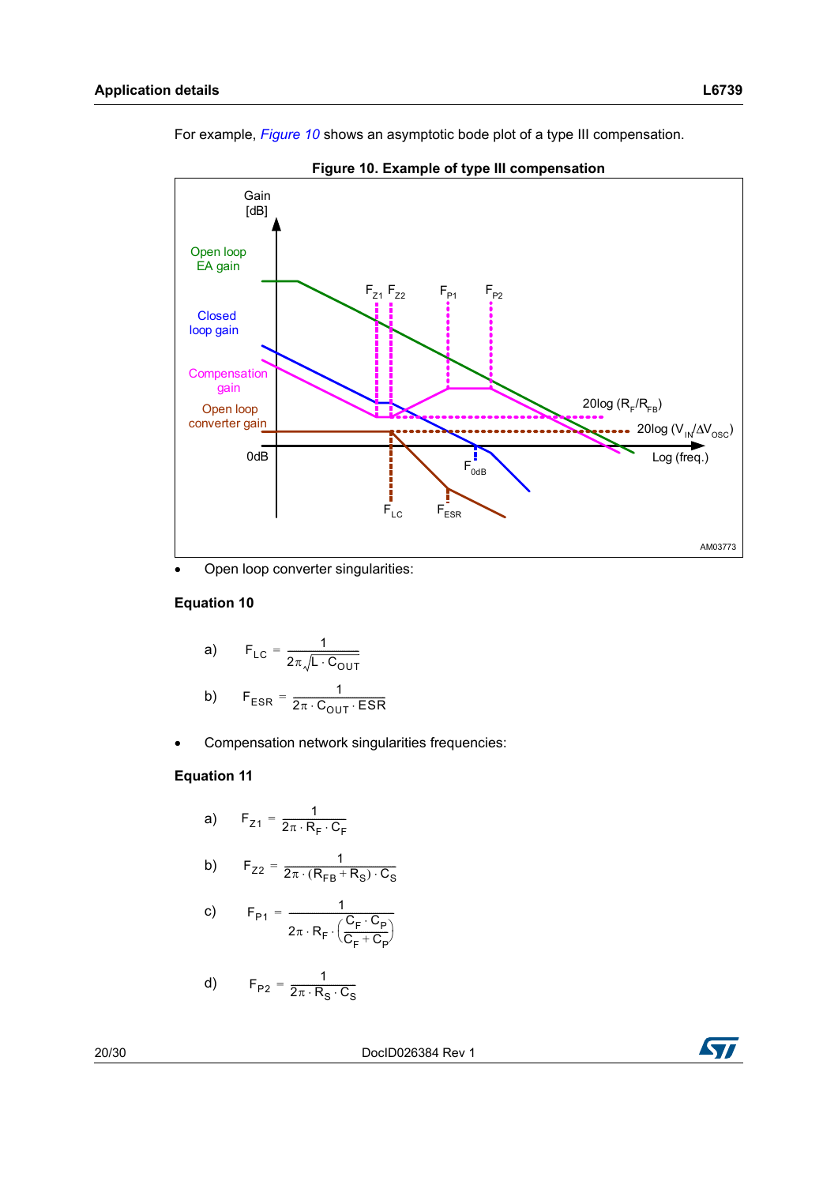For example, *Figure 10* shows an asymptotic bode plot of a type III compensation.

**Figure 10. Example of type III compensation**

- Open loop converter singularities:

**Equation 10**

a) $$F_{LC} = \frac{1}{2\pi\sqrt{L \cdot C_{OUT}}}$$

b) $$F_{ESR} = \frac{1}{2\pi \cdot C_{OUT} \cdot ESR}$$

- Compensation network singularities frequencies:

**Equation 11**

a) $$F_{Z1} = \frac{1}{2\pi \cdot R_F \cdot C_F}$$

b) $$F_{Z2} = \frac{1}{2\pi \cdot (R_{FB} + R_S) \cdot C_S}$$

c) $$F_{P1} = \frac{1}{2\pi \cdot R_F \cdot \left(\frac{C_F \cdot C_P}{C_F + C_P}\right)}$$

d) $$F_{P2} = \frac{1}{2\pi \cdot R_S \cdot C_S}$$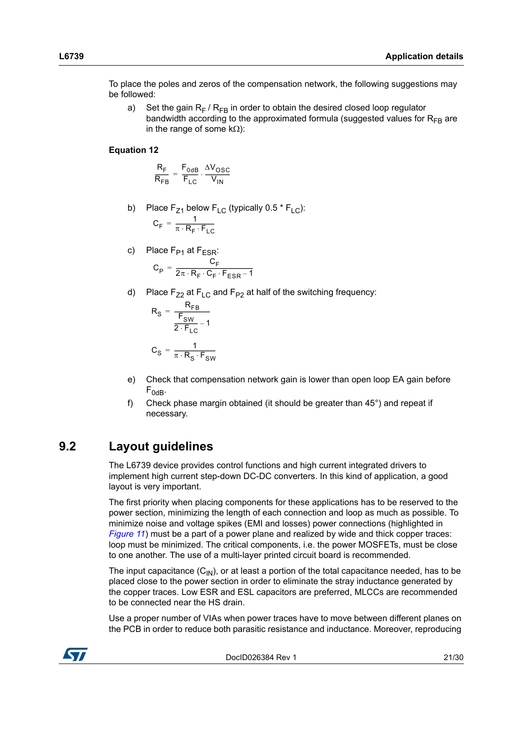To place the poles and zeros of the compensation network, the following suggestions may be followed:

a) Set the gain $R_F$ / $R_{FB}$ in order to obtain the desired closed loop regulator bandwidth according to the approximated formula (suggested values for $R_{FB}$ are in the range of some kΩ):

**Equation 12**

$$\frac{R_F}{R_{FB}} = \frac{F_{0dB}}{F_{LC}} \cdot \frac{\Delta V_{OSC}}{V_{IN}}$$

b) Place $F_{Z1}$ below $F_{LC}$ (typically 0.5 * $F_{LC}$):

$$C_F = \frac{1}{\pi \cdot R_F \cdot F_{LC}}$$

c) Place $F_{P1}$ at $F_{ESR}$:

$$C_P = \frac{C_F}{2\pi \cdot R_F \cdot C_F \cdot F_{ESR} - 1}$$

d) Place $F_{Z2}$ at $F_{LC}$ and $F_{P2}$ at half of the switching frequency:

$$R_S = \frac{R_{FB}}{\frac{F_{SW}}{2 \cdot F_{LC}} - 1}$$

$$C_S = \frac{1}{\pi \cdot R_S \cdot F_{SW}}$$

e) Check that compensation network gain is lower than open loop EA gain before $F_{0dB}$.

f) Check phase margin obtained (it should be greater than 45°) and repeat if necessary.

## 9.2 Layout guidelines

The L6739 device provides control functions and high current integrated drivers to implement high current step-down DC-DC converters. In this kind of application, a good layout is very important.

The first priority when placing components for these applications has to be reserved to the power section, minimizing the length of each connection and loop as much as possible. To minimize noise and voltage spikes (EMI and losses) power connections (highlighted in *Figure 11*) must be a part of a power plane and realized by wide and thick copper traces: loop must be minimized. The critical components, i.e. the power MOSFETs, must be close to one another. The use of a multi-layer printed circuit board is recommended.

The input capacitance ($C_{IN}$), or at least a portion of the total capacitance needed, has to be placed close to the power section in order to eliminate the stray inductance generated by the copper traces. Low ESR and ESL capacitors are preferred, MLCCs are recommended to be connected near the HS drain.

Use a proper number of VIAs when power traces have to move between different planes on the PCB in order to reduce both parasitic resistance and inductance. Moreover, reproducing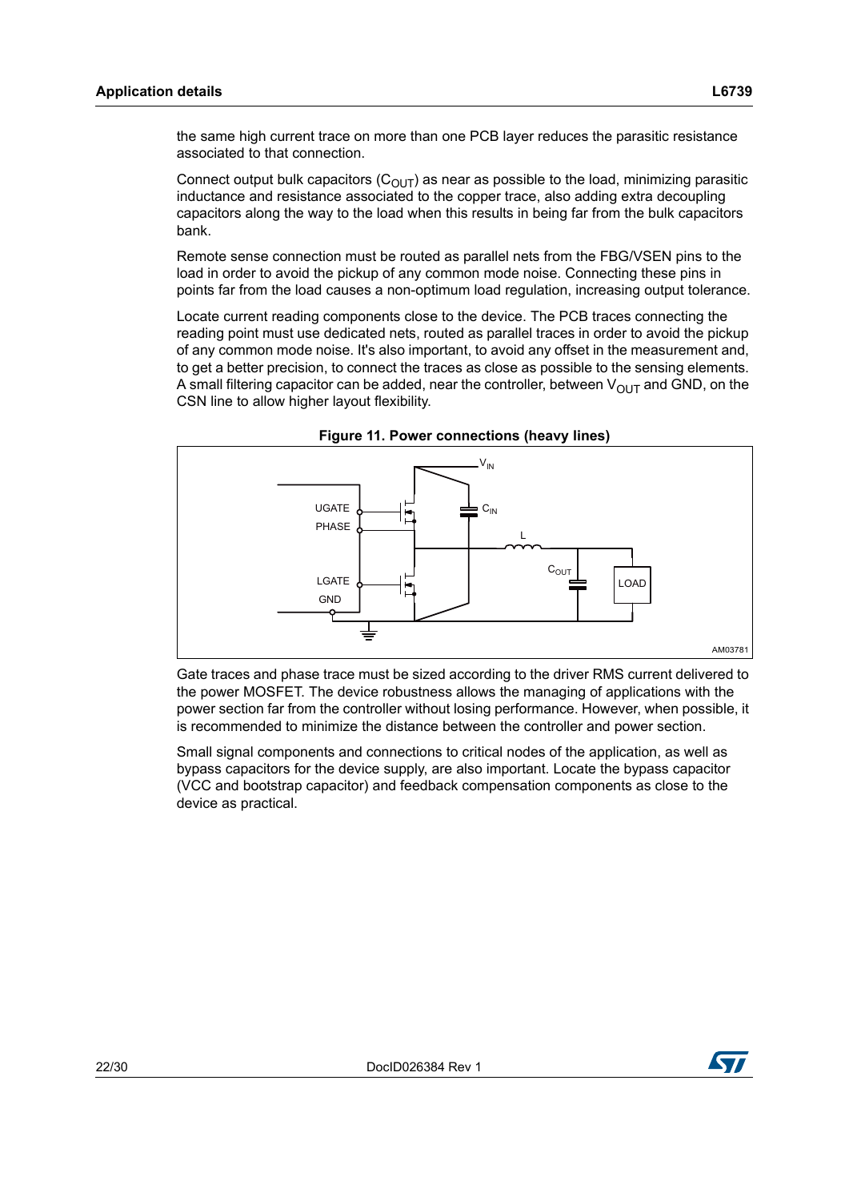the same high current trace on more than one PCB layer reduces the parasitic resistance associated to that connection.

Connect output bulk capacitors ($C_{OUT}$) as near as possible to the load, minimizing parasitic inductance and resistance associated to the copper trace, also adding extra decoupling capacitors along the way to the load when this results in being far from the bulk capacitors bank.

Remote sense connection must be routed as parallel nets from the FBG/VSEN pins to the load in order to avoid the pickup of any common mode noise. Connecting these pins in points far from the load causes a non-optimum load regulation, increasing output tolerance.

Locate current reading components close to the device. The PCB traces connecting the reading point must use dedicated nets, routed as parallel traces in order to avoid the pickup of any common mode noise. It's also important, to avoid any offset in the measurement and, to get a better precision, to connect the traces as close as possible to the sensing elements. A small filtering capacitor can be added, near the controller, between $V_{OUT}$ and GND, on the CSN line to allow higher layout flexibility.

**Figure 11. Power connections (heavy lines)**

Gate traces and phase trace must be sized according to the driver RMS current delivered to the power MOSFET. The device robustness allows the managing of applications with the power section far from the controller without losing performance. However, when possible, it is recommended to minimize the distance between the controller and power section.

Small signal components and connections to critical nodes of the application, as well as bypass capacitors for the device supply, are also important. Locate the bypass capacitor (VCC and bootstrap capacitor) and feedback compensation components as close to the device as practical.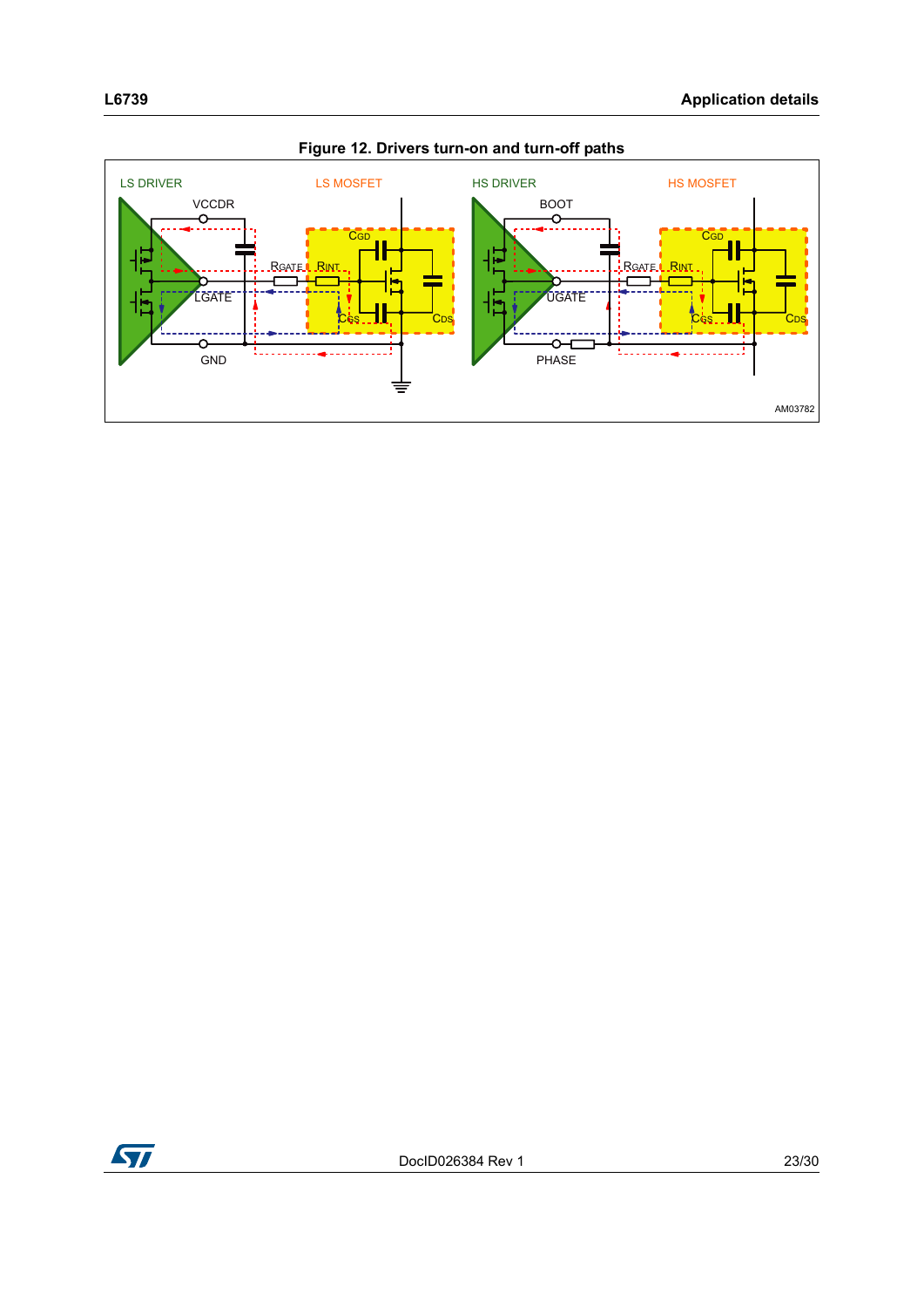**Figure 12. Drivers turn-on and turn-off paths**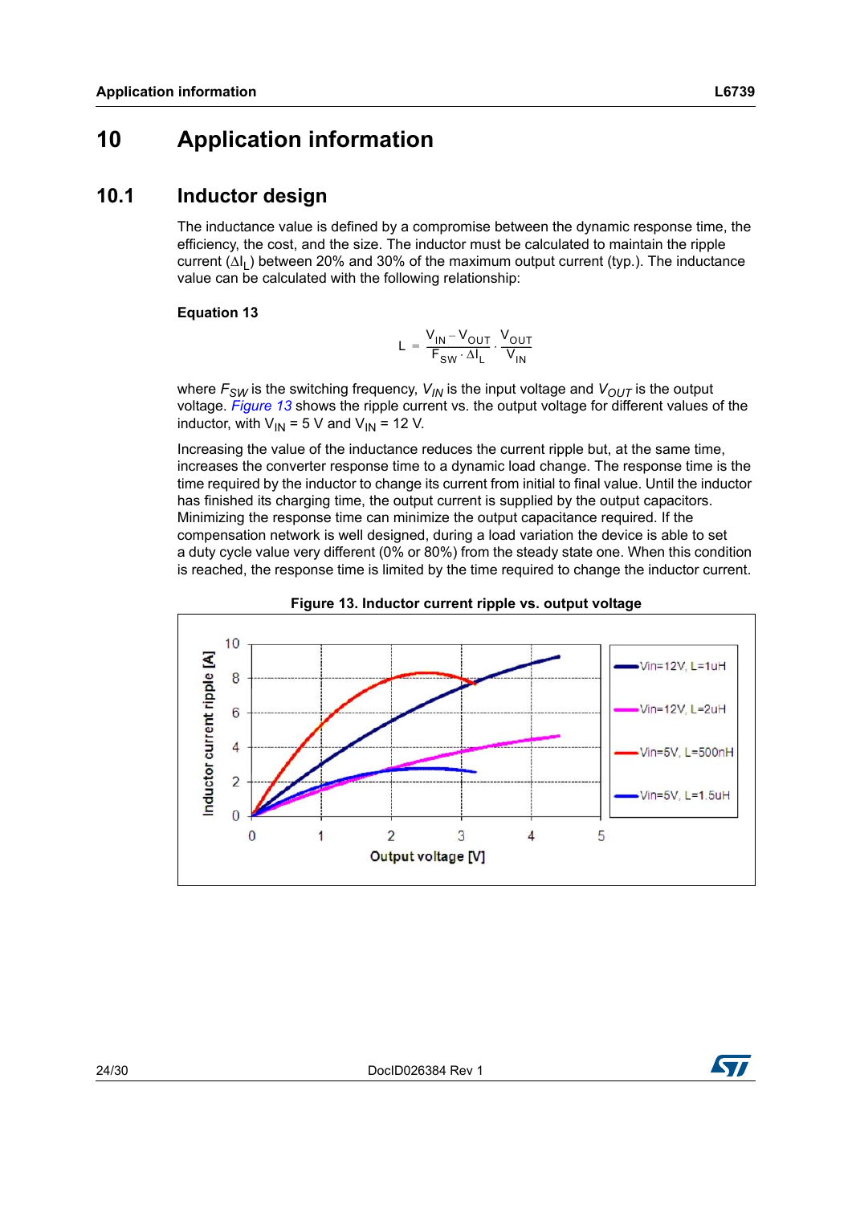# 10 Application information

## 10.1 Inductor design

The inductance value is defined by a compromise between the dynamic response time, the efficiency, the cost, and the size. The inductor must be calculated to maintain the ripple current ($\Delta I_L$) between 20% and 30% of the maximum output current (typ.). The inductance value can be calculated with the following relationship:

**Equation 13**

$$L = \frac{V_{IN} - V_{OUT}}{F_{SW} \cdot \Delta I_L} \cdot \frac{V_{OUT}}{V_{IN}}$$

where $F_{SW}$ is the switching frequency, $V_{IN}$ is the input voltage and $V_{OUT}$ is the output voltage. *Figure 13* shows the ripple current vs. the output voltage for different values of the inductor, with $V_{IN}$ = 5 V and $V_{IN}$ = 12 V.

Increasing the value of the inductance reduces the current ripple but, at the same time, increases the converter response time to a dynamic load change. The response time is the time required by the inductor to change its current from initial to final value. Until the inductor has finished its charging time, the output current is supplied by the output capacitors. Minimizing the response time can minimize the output capacitance required. If the compensation network is well designed, during a load variation the device is able to set a duty cycle value very different (0% or 80%) from the steady state one. When this condition is reached, the response time is limited by the time required to change the inductor current.

**Figure 13. Inductor current ripple vs. output voltage**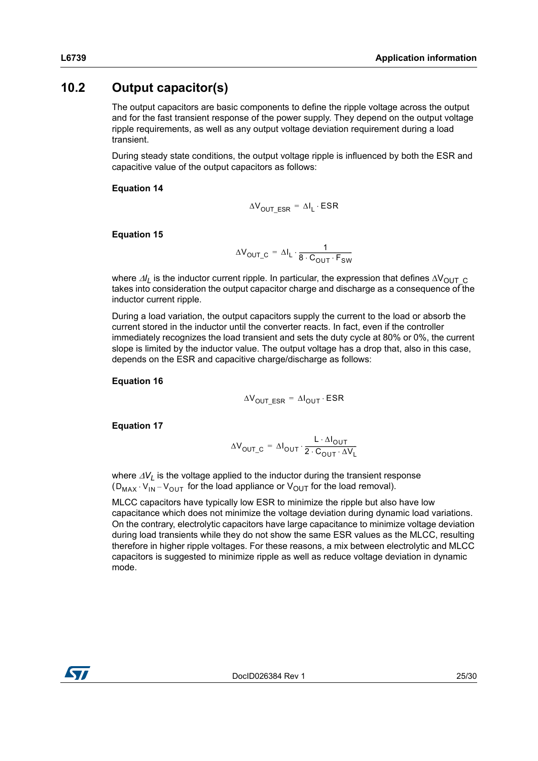## 10.2 Output capacitor(s)

The output capacitors are basic components to define the ripple voltage across the output and for the fast transient response of the power supply. They depend on the output voltage ripple requirements, as well as any output voltage deviation requirement during a load transient.

During steady state conditions, the output voltage ripple is influenced by both the ESR and capacitive value of the output capacitors as follows:

**Equation 14**

$$\Delta V_{OUT\_ESR} = \Delta I_L \cdot ESR$$

**Equation 15**

$$\Delta V_{OUT\_C} = \Delta I_L \cdot \frac{1}{8 \cdot C_{OUT} \cdot F_{SW}}$$

where $\Delta I_L$ is the inductor current ripple. In particular, the expression that defines $\Delta V_{OUT\_C}$ takes into consideration the output capacitor charge and discharge as a consequence of the inductor current ripple.

During a load variation, the output capacitors supply the current to the load or absorb the current stored in the inductor until the converter reacts. In fact, even if the controller immediately recognizes the load transient and sets the duty cycle at 80% or 0%, the current slope is limited by the inductor value. The output voltage has a drop that, also in this case, depends on the ESR and capacitive charge/discharge as follows:

**Equation 16**

$$\Delta V_{OUT\_ESR} = \Delta I_{OUT} \cdot ESR$$

**Equation 17**

$$\Delta V_{OUT\_C} = \Delta I_{OUT} \cdot \frac{L \cdot \Delta I_{OUT}}{2 \cdot C_{OUT} \cdot \Delta V_L}$$

where $\Delta V_L$ is the voltage applied to the inductor during the transient response ($D_{MAX} \cdot V_{IN} - V_{OUT}$ for the load appliance or $V_{OUT}$ for the load removal).

MLCC capacitors have typically low ESR to minimize the ripple but also have low capacitance which does not minimize the voltage deviation during dynamic load variations. On the contrary, electrolytic capacitors have large capacitance to minimize voltage deviation during load transients while they do not show the same ESR values as the MLCC, resulting therefore in higher ripple voltages. For these reasons, a mix between electrolytic and MLCC capacitors is suggested to minimize ripple as well as reduce voltage deviation in dynamic mode.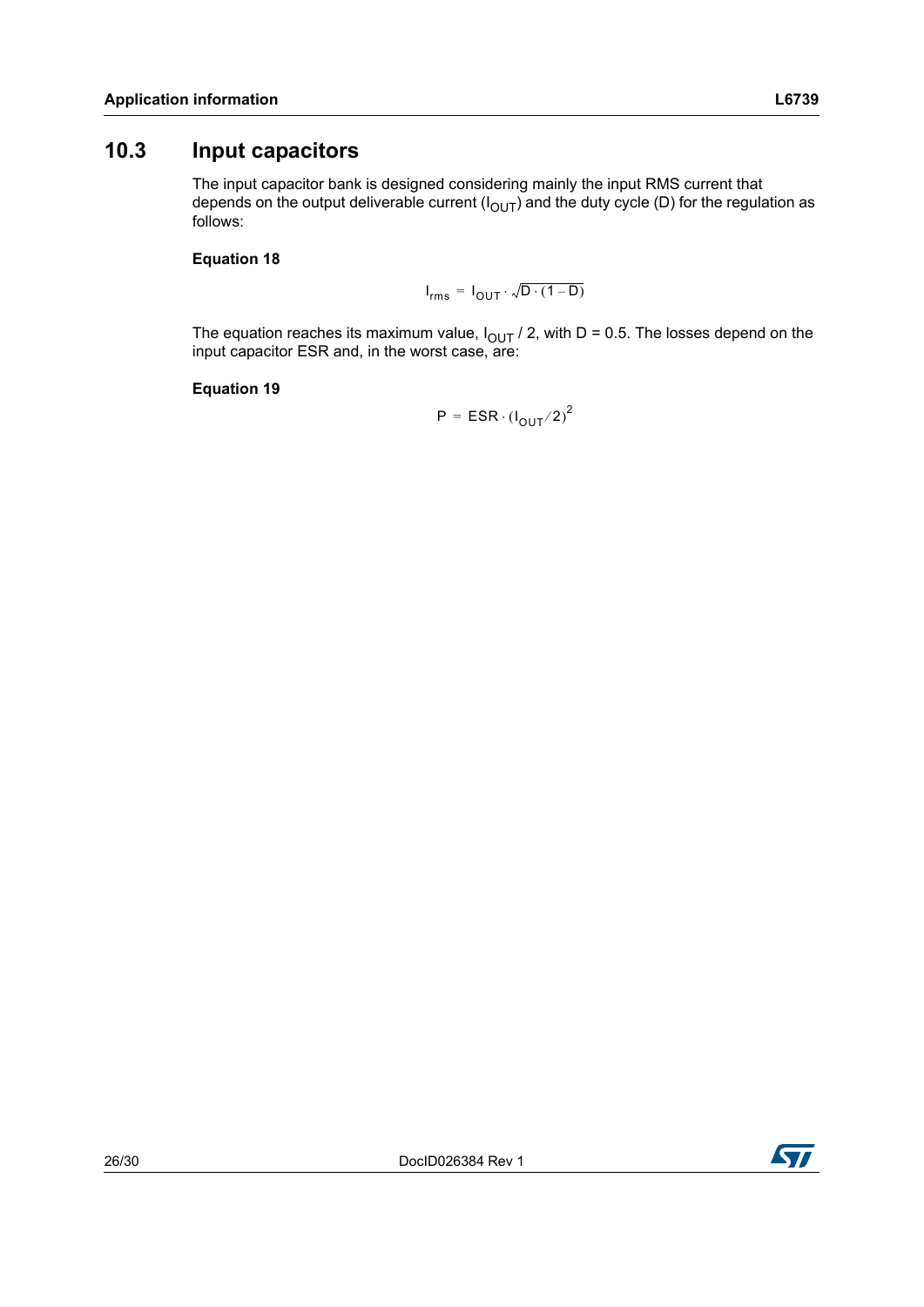## 10.3 Input capacitors

The input capacitor bank is designed considering mainly the input RMS current that depends on the output deliverable current ($I_{OUT}$) and the duty cycle (D) for the regulation as follows:

**Equation 18**

$$I_{rms} = I_{OUT} \cdot \sqrt{D \cdot (1 - D)}$$

The equation reaches its maximum value, $I_{OUT}$ / 2, with D = 0.5. The losses depend on the input capacitor ESR and, in the worst case, are:

**Equation 19**

$$P = ESR \cdot (I_{OUT}/2)^2$$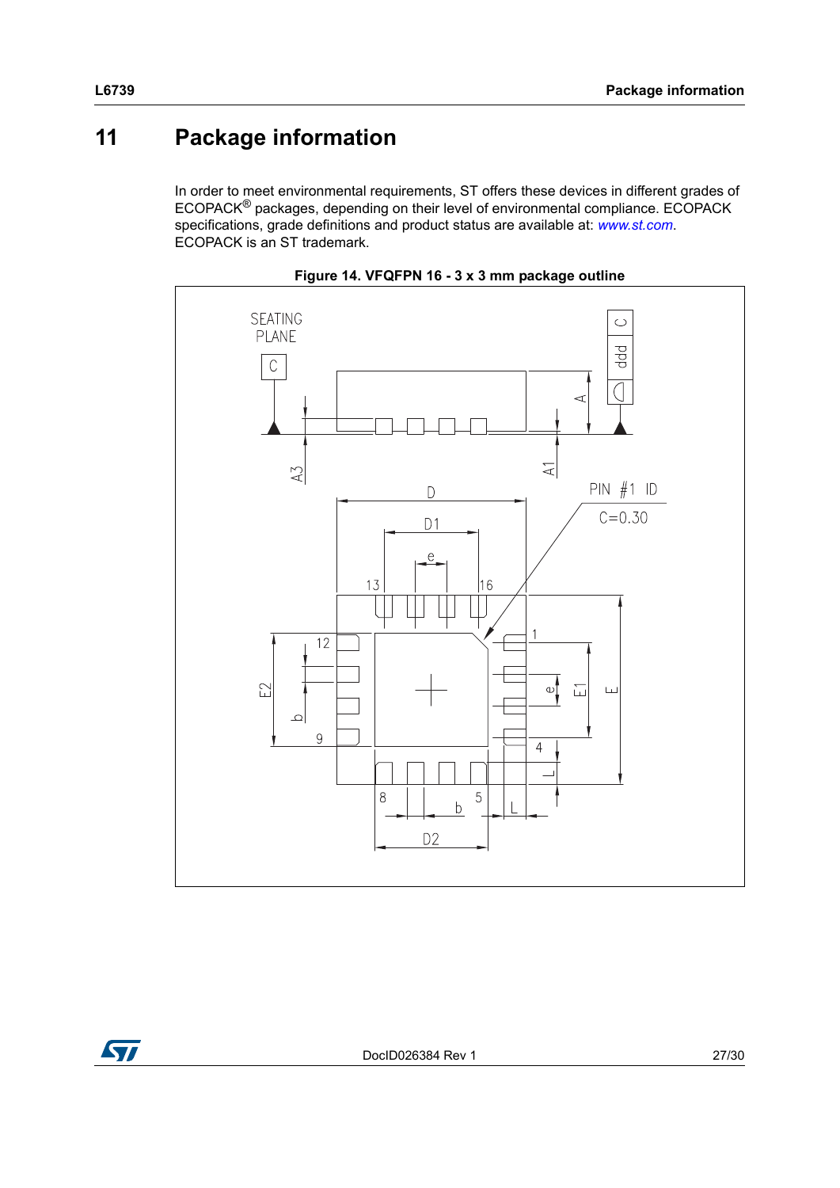# 11 Package information

In order to meet environmental requirements, ST offers these devices in different grades of ECOPACK® packages, depending on their level of environmental compliance. ECOPACK specifications, grade definitions and product status are available at: *www.st.com*. ECOPACK is an ST trademark.

**Figure 14. VFQFPN 16 - 3 x 3 mm package outline**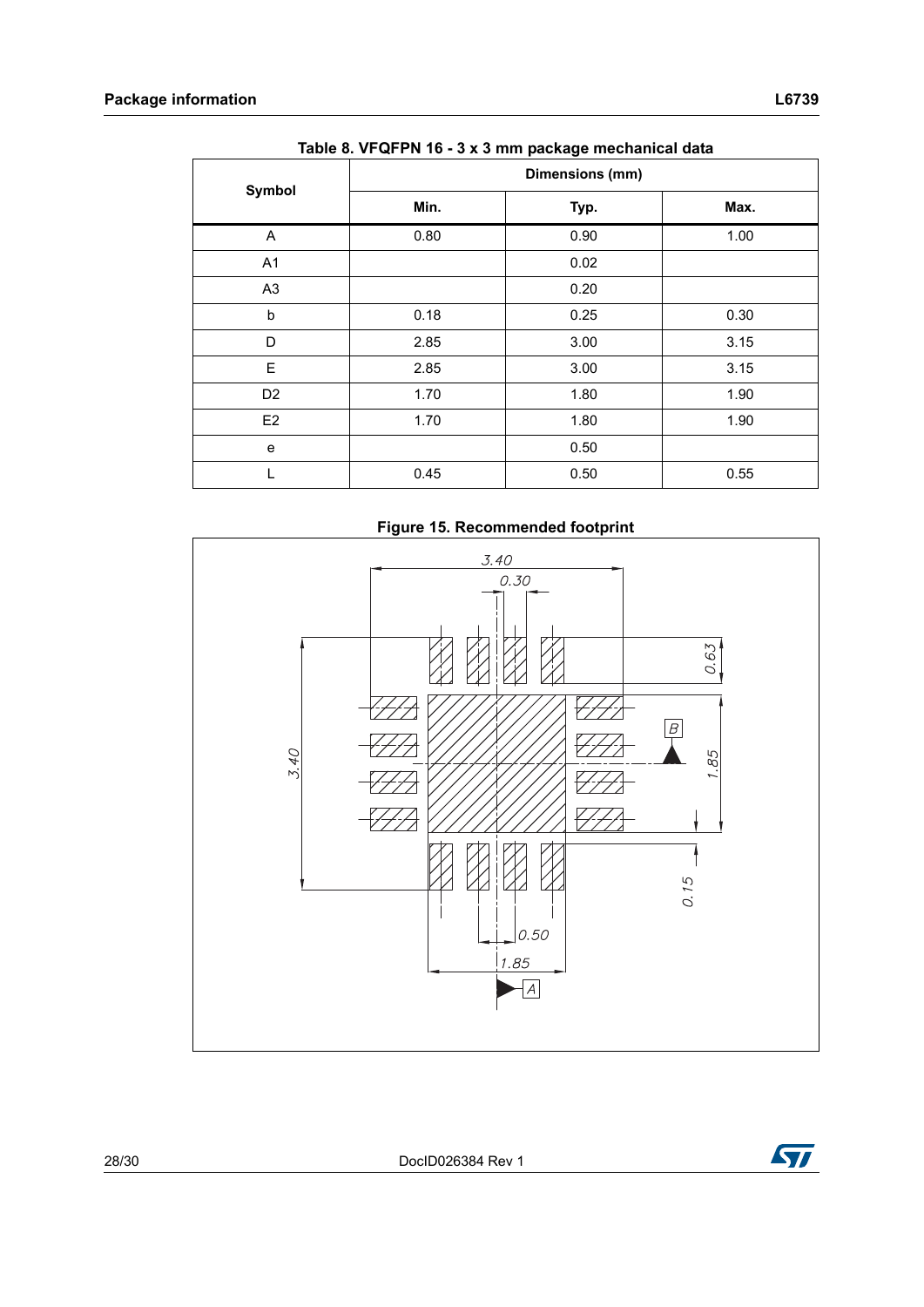**Table 8. VFQFPN 16 - 3 x 3 mm package mechanical data**

| Symbol | Dimensions (mm) | | |
|---|---|---|---|
| | Min. | Typ. | Max. |
| A | 0.80 | 0.90 | 1.00 |
| A1 | | 0.02 | |
| A3 | | 0.20 | |
| b | 0.18 | 0.25 | 0.30 |
| D | 2.85 | 3.00 | 3.15 |
| E | 2.85 | 3.00 | 3.15 |
| D2 | 1.70 | 1.80 | 1.90 |
| E2 | 1.70 | 1.80 | 1.90 |
| e | | 0.50 | |
| L | 0.45 | 0.50 | 0.55 |

**Figure 15. Recommended footprint**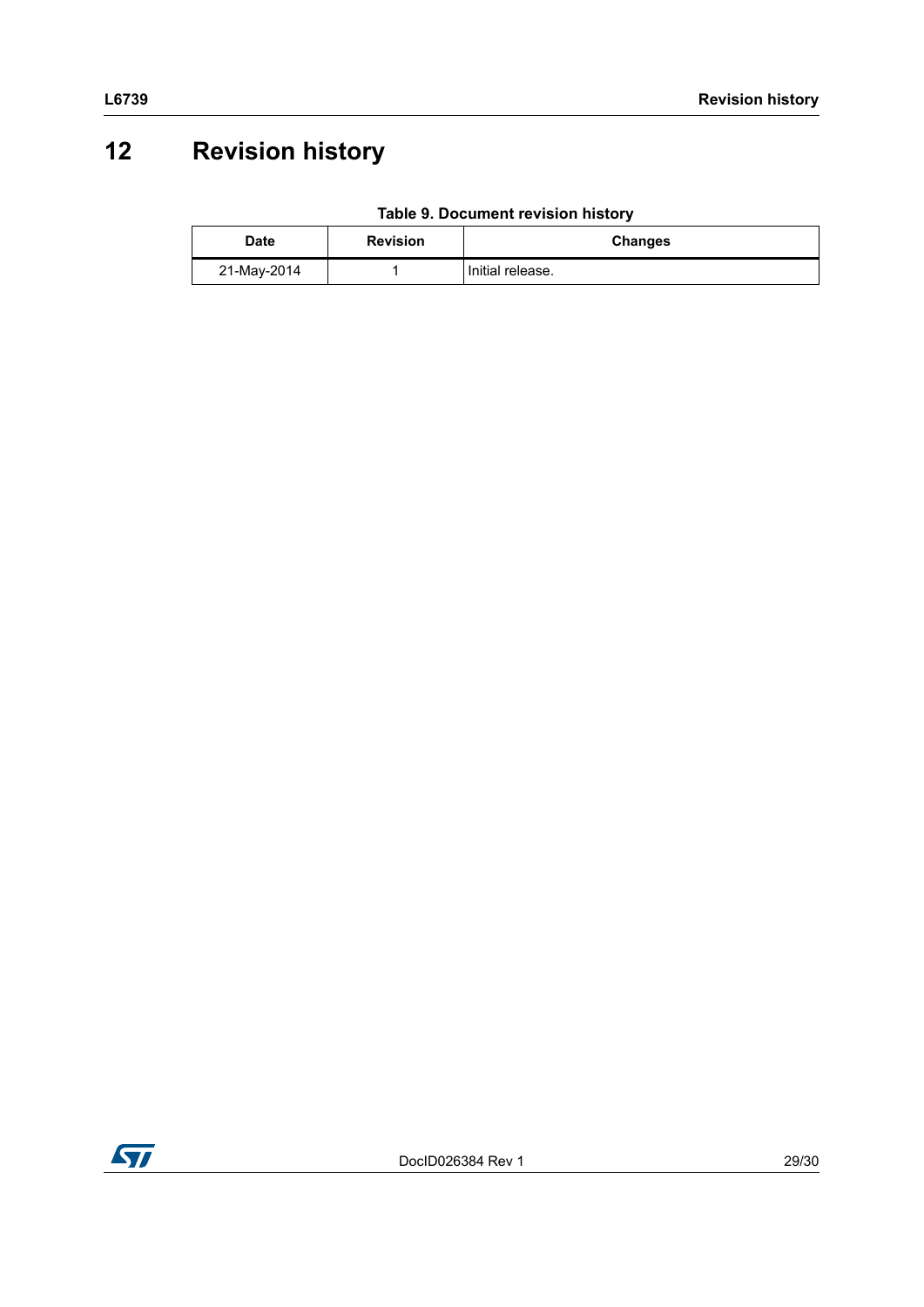# 12 Revision history

**Table 9. Document revision history**

| Date | Revision | Changes |
| --- | --- | --- |
| 21-May-2014 | 1 | Initial release. |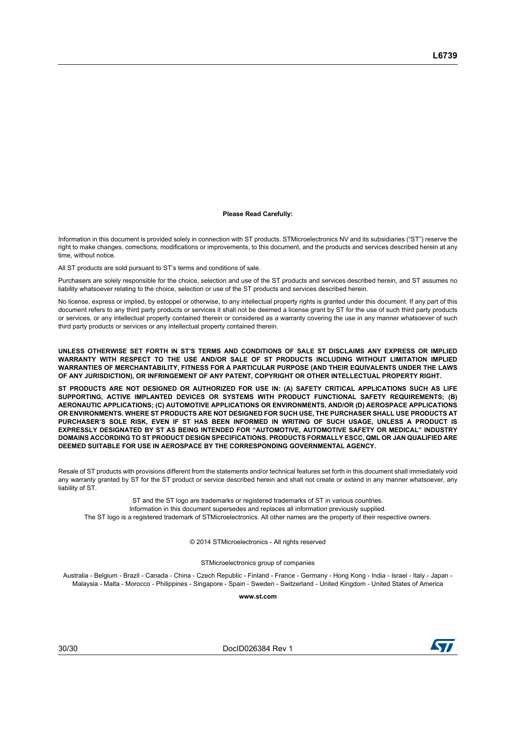**Please Read Carefully:**

Information in this document is provided solely in connection with ST products. STMicroelectronics NV and its subsidiaries (“ST”) reserve the right to make changes, corrections, modifications or improvements, to this document, and the products and services described herein at any time, without notice.

All ST products are sold pursuant to ST’s terms and conditions of sale.

Purchasers are solely responsible for the choice, selection and use of the ST products and services described herein, and ST assumes no liability whatsoever relating to the choice, selection or use of the ST products and services described herein.

No license, express or implied, by estoppel or otherwise, to any intellectual property rights is granted under this document. If any part of this document refers to any third party products or services it shall not be deemed a license grant by ST for the use of such third party products or services, or any intellectual property contained therein or considered as a warranty covering the use in any manner whatsoever of such third party products or services or any intellectual property contained therein.

**UNLESS OTHERWISE SET FORTH IN ST’S TERMS AND CONDITIONS OF SALE ST DISCLAIMS ANY EXPRESS OR IMPLIED WARRANTY WITH RESPECT TO THE USE AND/OR SALE OF ST PRODUCTS INCLUDING WITHOUT LIMITATION IMPLIED WARRANTIES OF MERCHANTABILITY, FITNESS FOR A PARTICULAR PURPOSE (AND THEIR EQUIVALENTS UNDER THE LAWS OF ANY JURISDICTION), OR INFRINGEMENT OF ANY PATENT, COPYRIGHT OR OTHER INTELLECTUAL PROPERTY RIGHT.**

**ST PRODUCTS ARE NOT DESIGNED OR AUTHORIZED FOR USE IN: (A) SAFETY CRITICAL APPLICATIONS SUCH AS LIFE SUPPORTING, ACTIVE IMPLANTED DEVICES OR SYSTEMS WITH PRODUCT FUNCTIONAL SAFETY REQUIREMENTS; (B) AERONAUTIC APPLICATIONS; (C) AUTOMOTIVE APPLICATIONS OR ENVIRONMENTS, AND/OR (D) AEROSPACE APPLICATIONS OR ENVIRONMENTS. WHERE ST PRODUCTS ARE NOT DESIGNED FOR SUCH USE, THE PURCHASER SHALL USE PRODUCTS AT PURCHASER’S SOLE RISK, EVEN IF ST HAS BEEN INFORMED IN WRITING OF SUCH USAGE, UNLESS A PRODUCT IS EXPRESSLY DESIGNATED BY ST AS BEING INTENDED FOR “AUTOMOTIVE, AUTOMOTIVE SAFETY OR MEDICAL” INDUSTRY DOMAINS ACCORDING TO ST PRODUCT DESIGN SPECIFICATIONS. PRODUCTS FORMALLY ESCC, QML OR JAN QUALIFIED ARE DEEMED SUITABLE FOR USE IN AEROSPACE BY THE CORRESPONDING GOVERNMENTAL AGENCY.**

Resale of ST products with provisions different from the statements and/or technical features set forth in this document shall immediately void any warranty granted by ST for the ST product or service described herein and shall not create or extend in any manner whatsoever, any liability of ST.

ST and the ST logo are trademarks or registered trademarks of ST in various countries.
Information in this document supersedes and replaces all information previously supplied.
The ST logo is a registered trademark of STMicroelectronics. All other names are the property of their respective owners.

© 2014 STMicroelectronics - All rights reserved

STMicroelectronics group of companies

Australia - Belgium - Brazil - Canada - China - Czech Republic - Finland - France - Germany - Hong Kong - India - Israel - Italy - Japan - Malaysia - Malta - Morocco - Philippines - Singapore - Spain - Sweden - Switzerland - United Kingdom - United States of America

**www.st.com**